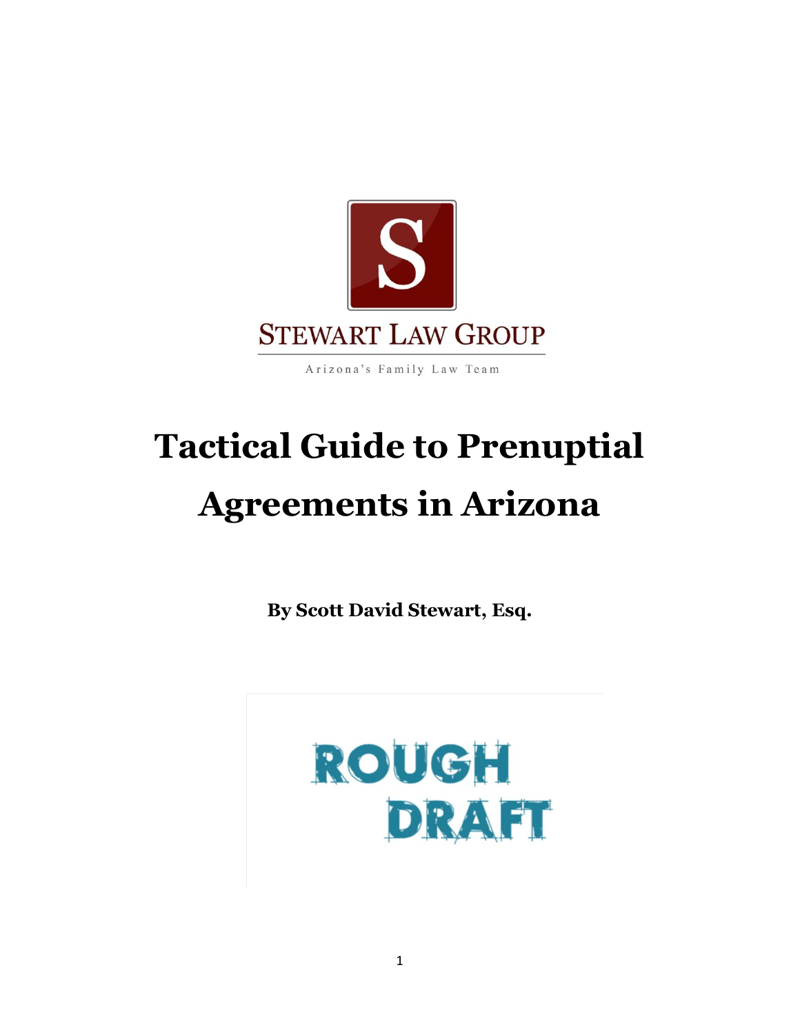STEWART LAW GROUP

Arizona's Family Law Team

# Tactical Guide to Prenuptial Agreements in Arizona

**By Scott David Stewart, Esq.**

ROUGH DRAFT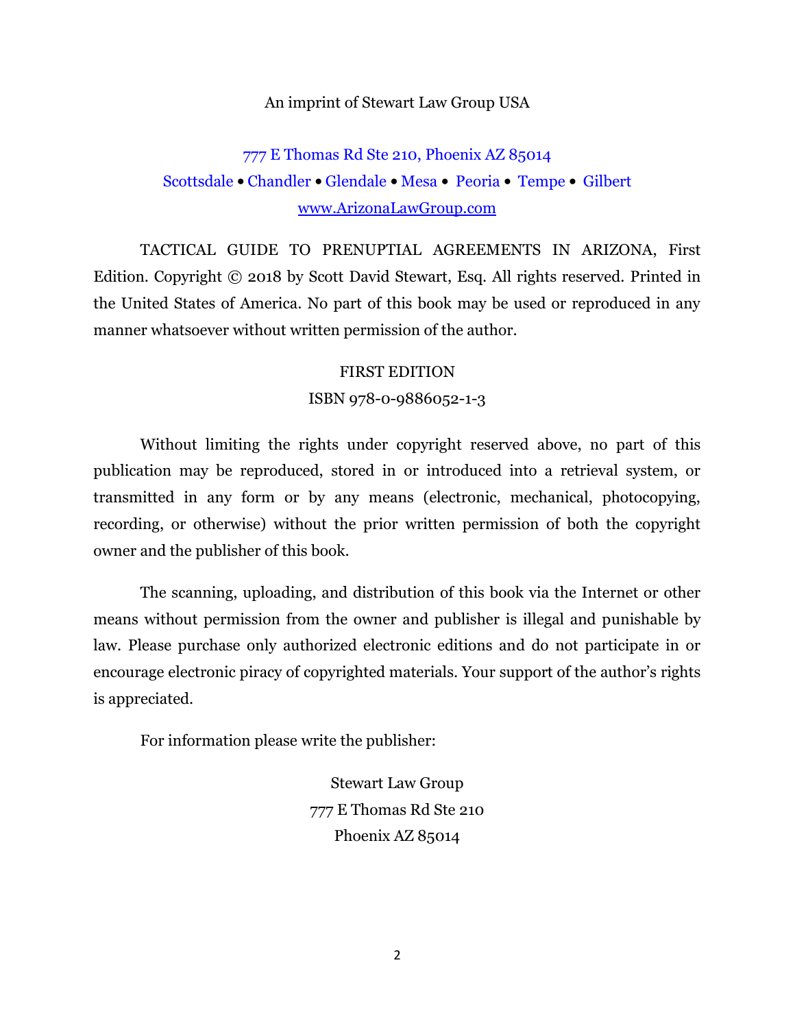An imprint of Stewart Law Group USA

777 E Thomas Rd Ste 210, Phoenix AZ 85014
Scottsdale • Chandler • Glendale • Mesa • Peoria • Tempe • Gilbert
www.ArizonaLawGroup.com

TACTICAL GUIDE TO PRENUPTIAL AGREEMENTS IN ARIZONA, First Edition. Copyright © 2018 by Scott David Stewart, Esq. All rights reserved. Printed in the United States of America. No part of this book may be used or reproduced in any manner whatsoever without written permission of the author.

FIRST EDITION
ISBN 978-0-9886052-1-3

Without limiting the rights under copyright reserved above, no part of this publication may be reproduced, stored in or introduced into a retrieval system, or transmitted in any form or by any means (electronic, mechanical, photocopying, recording, or otherwise) without the prior written permission of both the copyright owner and the publisher of this book.

The scanning, uploading, and distribution of this book via the Internet or other means without permission from the owner and publisher is illegal and punishable by law. Please purchase only authorized electronic editions and do not participate in or encourage electronic piracy of copyrighted materials. Your support of the author's rights is appreciated.

For information please write the publisher:

Stewart Law Group
777 E Thomas Rd Ste 210
Phoenix AZ 85014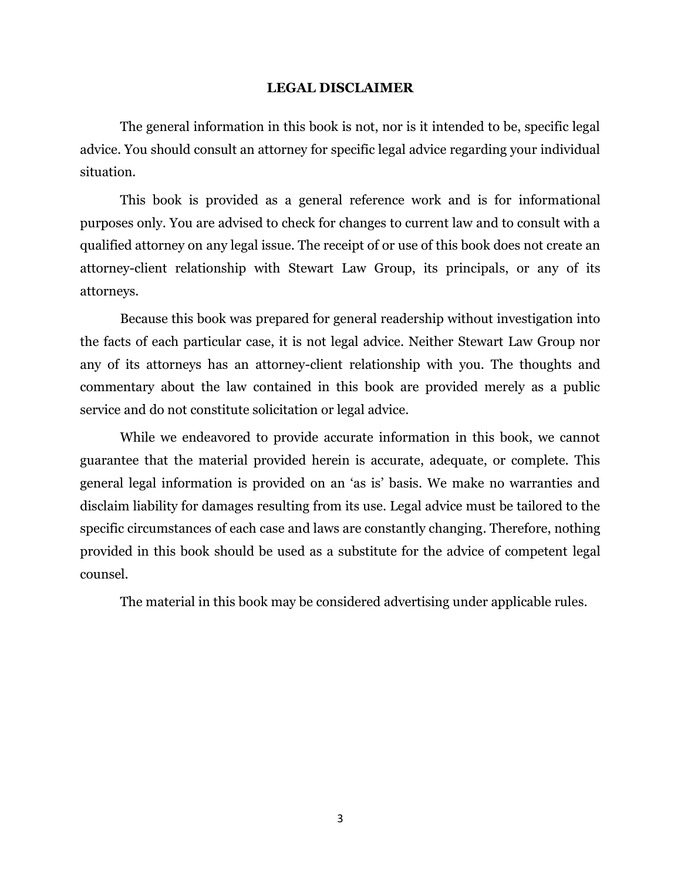## LEGAL DISCLAIMER

The general information in this book is not, nor is it intended to be, specific legal advice. You should consult an attorney for specific legal advice regarding your individual situation.

This book is provided as a general reference work and is for informational purposes only. You are advised to check for changes to current law and to consult with a qualified attorney on any legal issue. The receipt of or use of this book does not create an attorney-client relationship with Stewart Law Group, its principals, or any of its attorneys.

Because this book was prepared for general readership without investigation into the facts of each particular case, it is not legal advice. Neither Stewart Law Group nor any of its attorneys has an attorney-client relationship with you. The thoughts and commentary about the law contained in this book are provided merely as a public service and do not constitute solicitation or legal advice.

While we endeavored to provide accurate information in this book, we cannot guarantee that the material provided herein is accurate, adequate, or complete. This general legal information is provided on an 'as is' basis. We make no warranties and disclaim liability for damages resulting from its use. Legal advice must be tailored to the specific circumstances of each case and laws are constantly changing. Therefore, nothing provided in this book should be used as a substitute for the advice of competent legal counsel.

The material in this book may be considered advertising under applicable rules.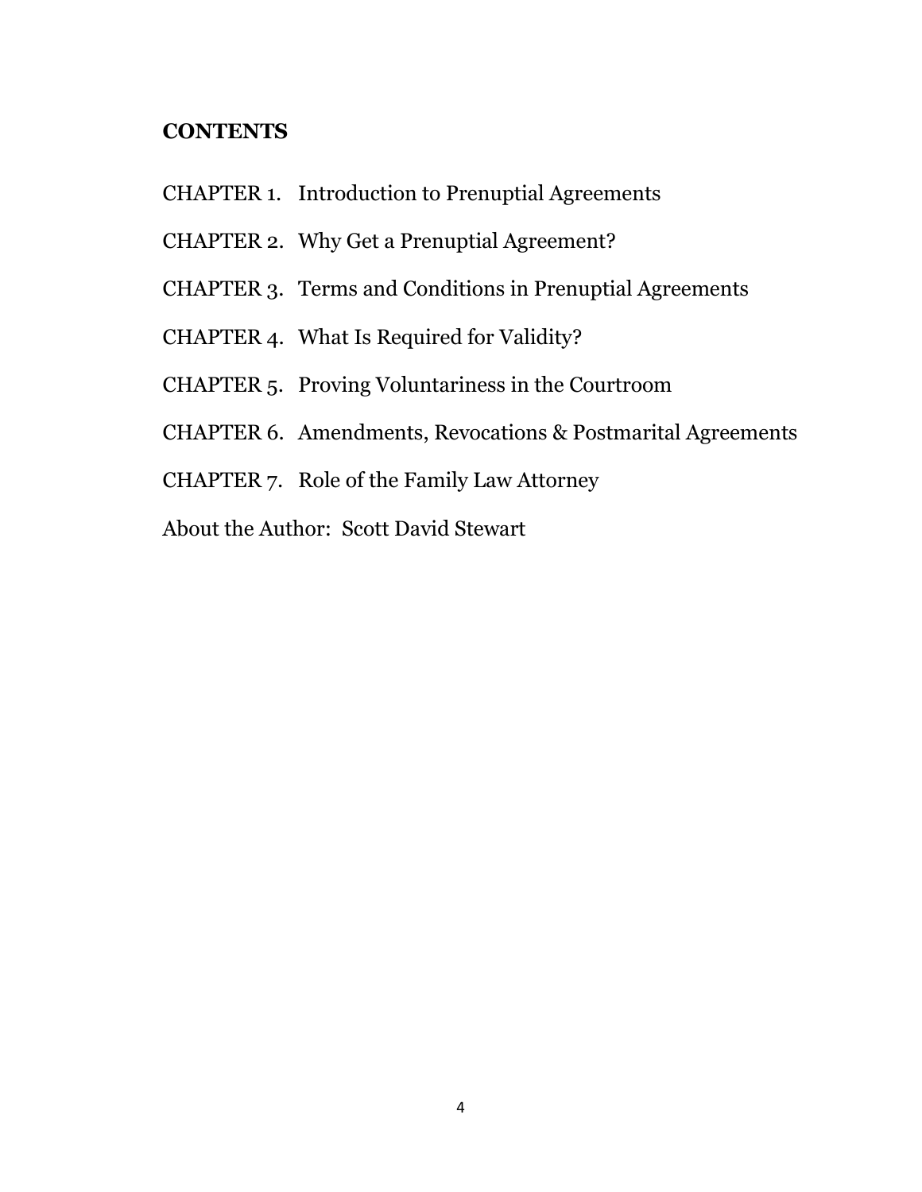## CONTENTS

CHAPTER 1. Introduction to Prenuptial Agreements

CHAPTER 2. Why Get a Prenuptial Agreement?

CHAPTER 3. Terms and Conditions in Prenuptial Agreements

CHAPTER 4. What Is Required for Validity?

CHAPTER 5. Proving Voluntariness in the Courtroom

CHAPTER 6. Amendments, Revocations & Postmarital Agreements

CHAPTER 7. Role of the Family Law Attorney

About the Author: Scott David Stewart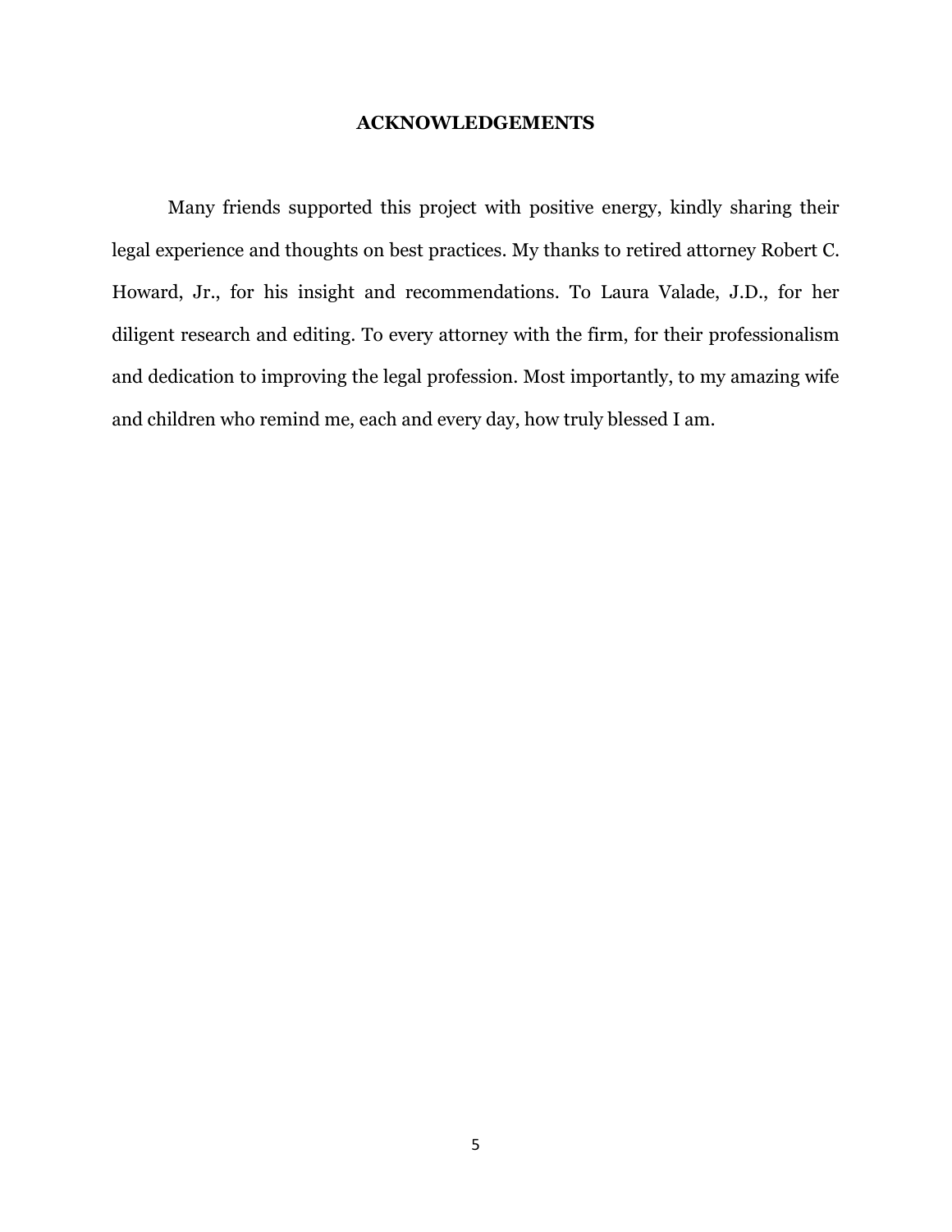## ACKNOWLEDGEMENTS

Many friends supported this project with positive energy, kindly sharing their legal experience and thoughts on best practices. My thanks to retired attorney Robert C. Howard, Jr., for his insight and recommendations. To Laura Valade, J.D., for her diligent research and editing. To every attorney with the firm, for their professionalism and dedication to improving the legal profession. Most importantly, to my amazing wife and children who remind me, each and every day, how truly blessed I am.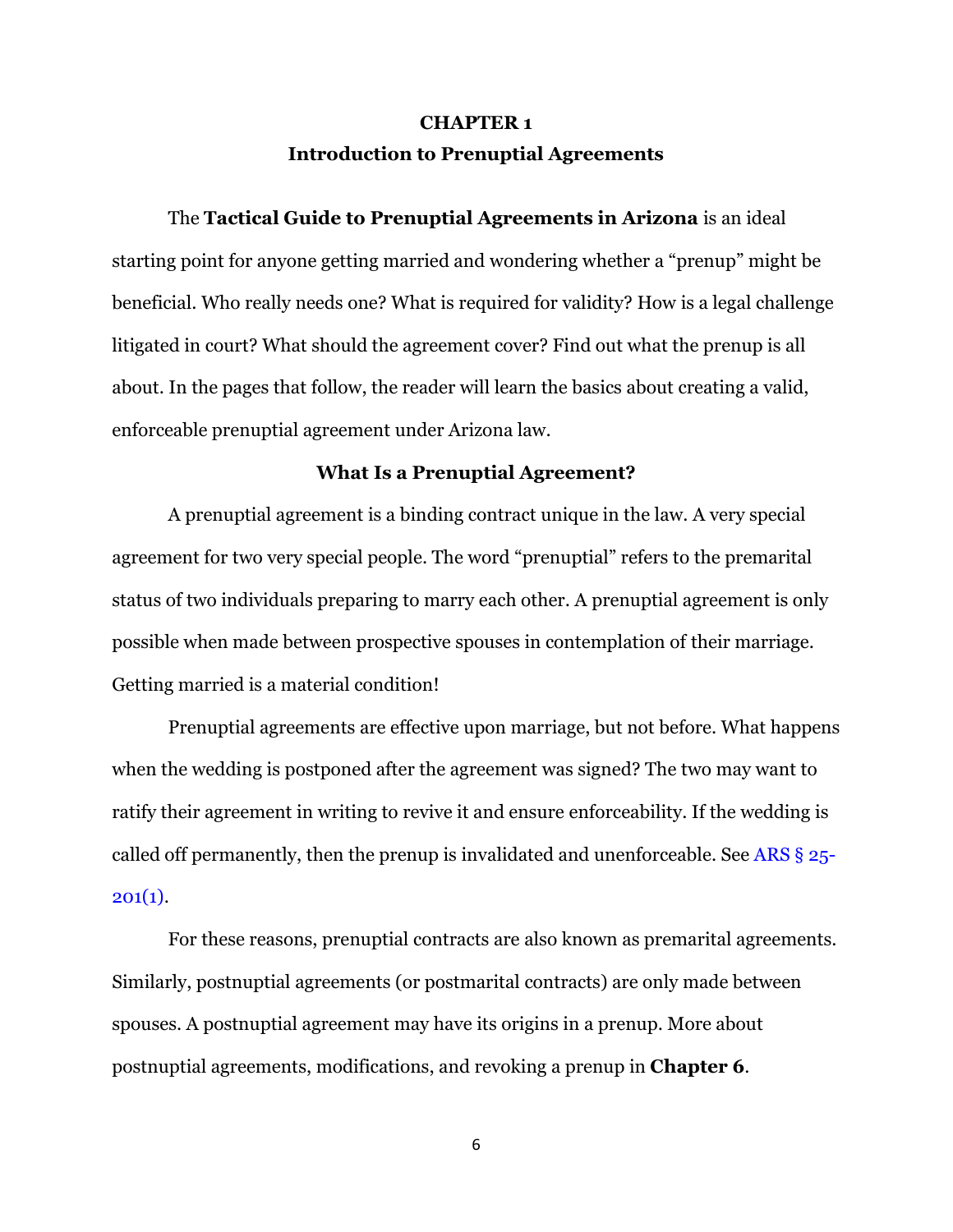# CHAPTER 1
## Introduction to Prenuptial Agreements

The **Tactical Guide to Prenuptial Agreements in Arizona** is an ideal starting point for anyone getting married and wondering whether a "prenup" might be beneficial. Who really needs one? What is required for validity? How is a legal challenge litigated in court? What should the agreement cover? Find out what the prenup is all about. In the pages that follow, the reader will learn the basics about creating a valid, enforceable prenuptial agreement under Arizona law.

### What Is a Prenuptial Agreement?

A prenuptial agreement is a binding contract unique in the law. A very special agreement for two very special people. The word "prenuptial" refers to the premarital status of two individuals preparing to marry each other. A prenuptial agreement is only possible when made between prospective spouses in contemplation of their marriage. Getting married is a material condition!

Prenuptial agreements are effective upon marriage, but not before. What happens when the wedding is postponed after the agreement was signed? The two may want to ratify their agreement in writing to revive it and ensure enforceability. If the wedding is called off permanently, then the prenup is invalidated and unenforceable. See ARS § 25-201(1).

For these reasons, prenuptial contracts are also known as premarital agreements. Similarly, postnuptial agreements (or postmarital contracts) are only made between spouses. A postnuptial agreement may have its origins in a prenup. More about postnuptial agreements, modifications, and revoking a prenup in **Chapter 6**.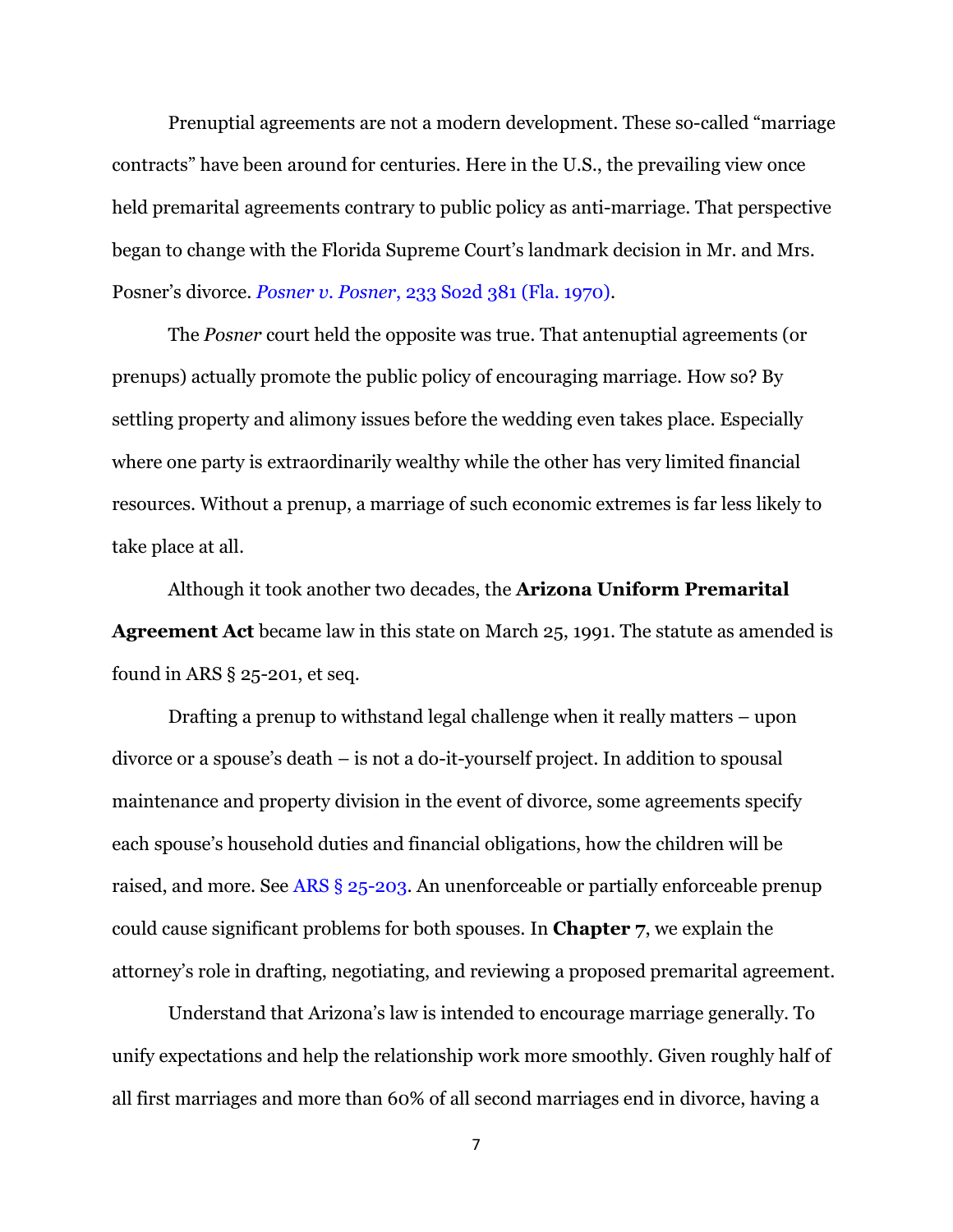Prenuptial agreements are not a modern development. These so-called "marriage contracts" have been around for centuries. Here in the U.S., the prevailing view once held premarital agreements contrary to public policy as anti-marriage. That perspective began to change with the Florida Supreme Court's landmark decision in Mr. and Mrs. Posner's divorce. *Posner v. Posner*, 233 So2d 381 (Fla. 1970).

The *Posner* court held the opposite was true. That antenuptial agreements (or prenups) actually promote the public policy of encouraging marriage. How so? By settling property and alimony issues before the wedding even takes place. Especially where one party is extraordinarily wealthy while the other has very limited financial resources. Without a prenup, a marriage of such economic extremes is far less likely to take place at all.

Although it took another two decades, the **Arizona Uniform Premarital Agreement Act** became law in this state on March 25, 1991. The statute as amended is found in ARS § 25-201, et seq.

Drafting a prenup to withstand legal challenge when it really matters – upon divorce or a spouse's death – is not a do-it-yourself project. In addition to spousal maintenance and property division in the event of divorce, some agreements specify each spouse's household duties and financial obligations, how the children will be raised, and more. See ARS § 25-203. An unenforceable or partially enforceable prenup could cause significant problems for both spouses. In **Chapter 7**, we explain the attorney's role in drafting, negotiating, and reviewing a proposed premarital agreement.

Understand that Arizona's law is intended to encourage marriage generally. To unify expectations and help the relationship work more smoothly. Given roughly half of all first marriages and more than 60% of all second marriages end in divorce, having a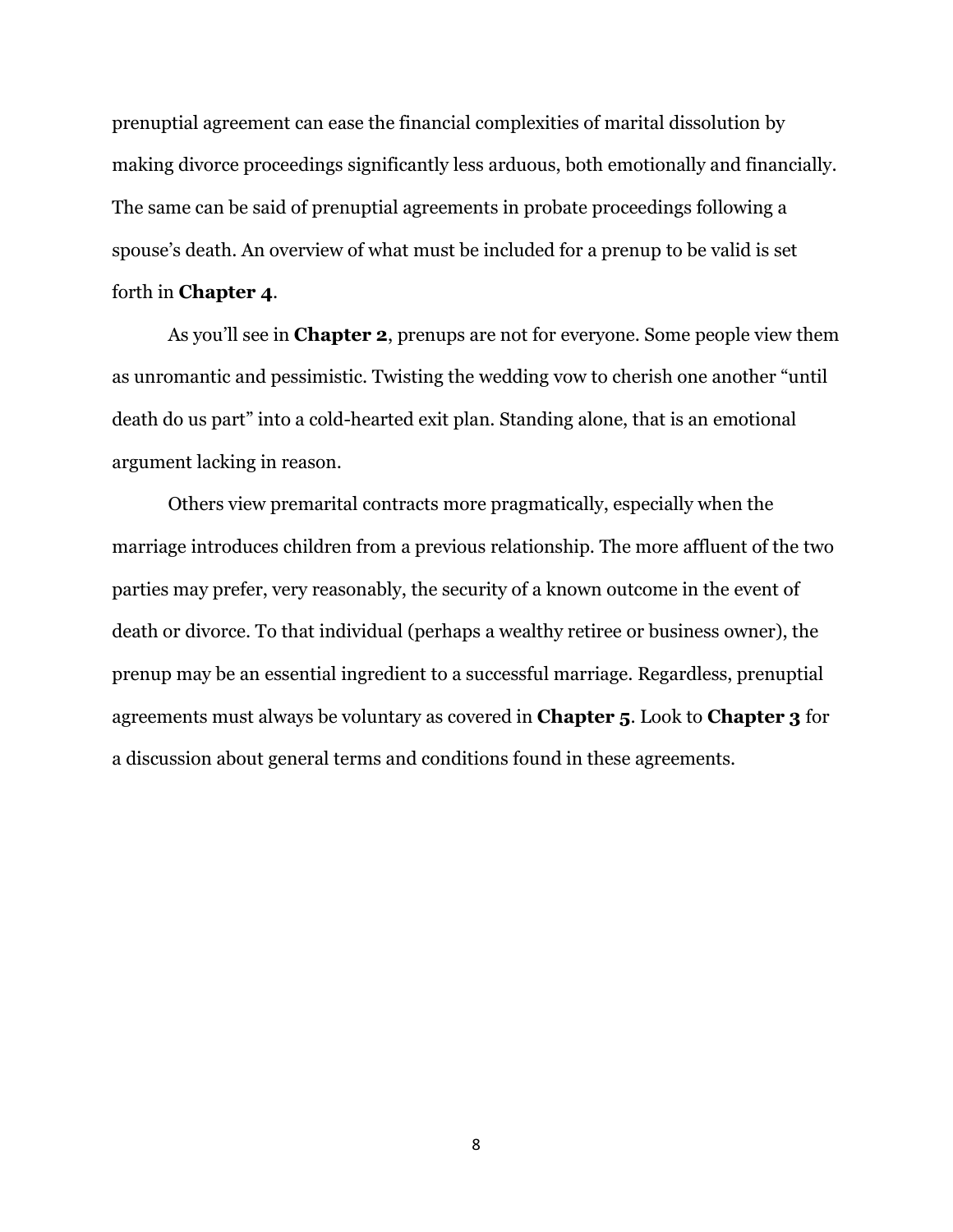prenuptial agreement can ease the financial complexities of marital dissolution by making divorce proceedings significantly less arduous, both emotionally and financially. The same can be said of prenuptial agreements in probate proceedings following a spouse's death. An overview of what must be included for a prenup to be valid is set forth in **Chapter 4**.

As you'll see in **Chapter 2**, prenups are not for everyone. Some people view them as unromantic and pessimistic. Twisting the wedding vow to cherish one another "until death do us part" into a cold-hearted exit plan. Standing alone, that is an emotional argument lacking in reason.

Others view premarital contracts more pragmatically, especially when the marriage introduces children from a previous relationship. The more affluent of the two parties may prefer, very reasonably, the security of a known outcome in the event of death or divorce. To that individual (perhaps a wealthy retiree or business owner), the prenup may be an essential ingredient to a successful marriage. Regardless, prenuptial agreements must always be voluntary as covered in **Chapter 5**. Look to **Chapter 3** for a discussion about general terms and conditions found in these agreements.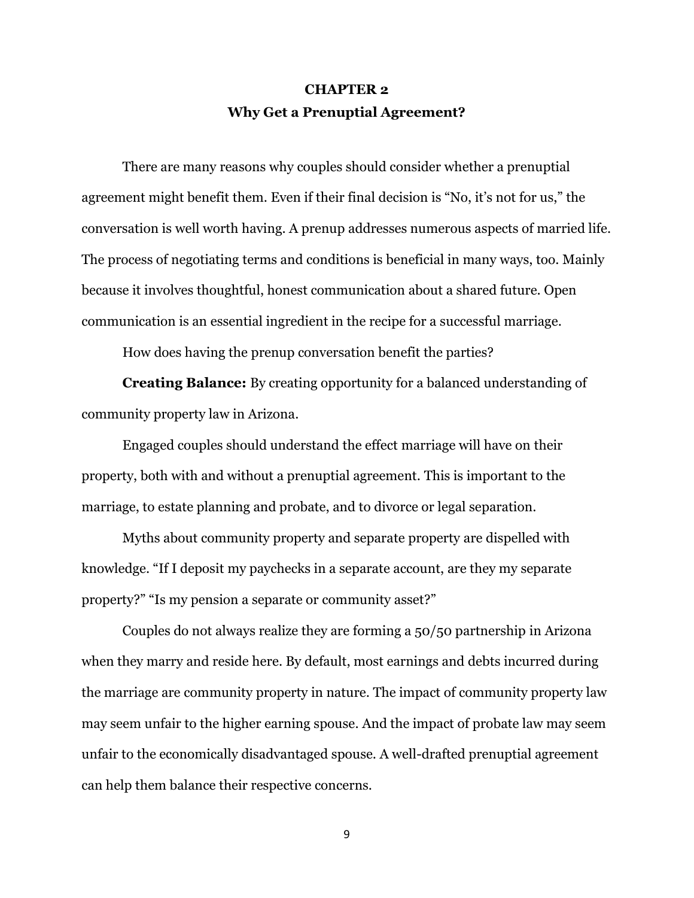# CHAPTER 2
## Why Get a Prenuptial Agreement?

There are many reasons why couples should consider whether a prenuptial agreement might benefit them. Even if their final decision is "No, it's not for us," the conversation is well worth having. A prenup addresses numerous aspects of married life. The process of negotiating terms and conditions is beneficial in many ways, too. Mainly because it involves thoughtful, honest communication about a shared future. Open communication is an essential ingredient in the recipe for a successful marriage.

How does having the prenup conversation benefit the parties?

**Creating Balance:** By creating opportunity for a balanced understanding of community property law in Arizona.

Engaged couples should understand the effect marriage will have on their property, both with and without a prenuptial agreement. This is important to the marriage, to estate planning and probate, and to divorce or legal separation.

Myths about community property and separate property are dispelled with knowledge. "If I deposit my paychecks in a separate account, are they my separate property?" "Is my pension a separate or community asset?"

Couples do not always realize they are forming a 50/50 partnership in Arizona when they marry and reside here. By default, most earnings and debts incurred during the marriage are community property in nature. The impact of community property law may seem unfair to the higher earning spouse. And the impact of probate law may seem unfair to the economically disadvantaged spouse. A well-drafted prenuptial agreement can help them balance their respective concerns.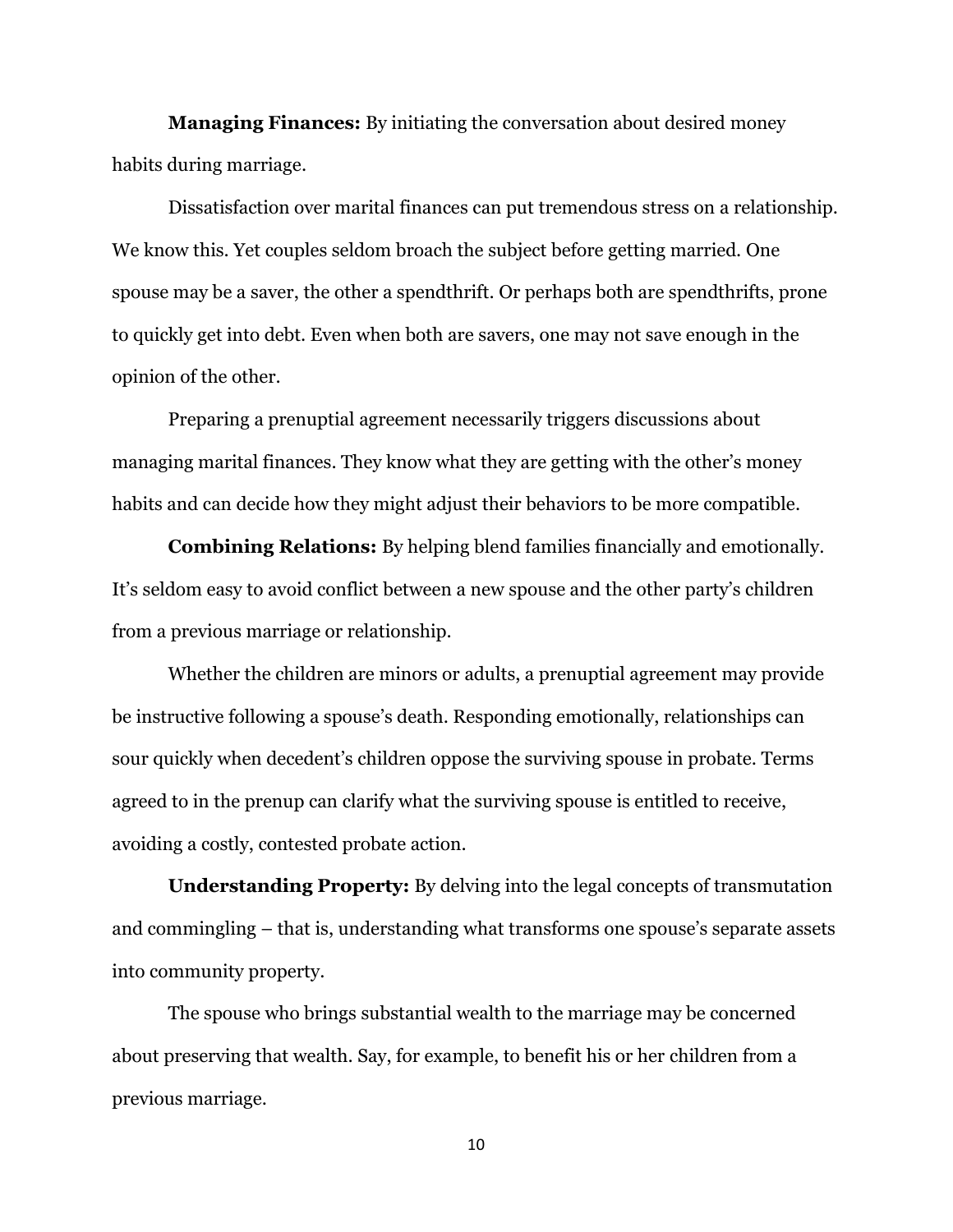**Managing Finances:** By initiating the conversation about desired money habits during marriage.

Dissatisfaction over marital finances can put tremendous stress on a relationship. We know this. Yet couples seldom broach the subject before getting married. One spouse may be a saver, the other a spendthrift. Or perhaps both are spendthrifts, prone to quickly get into debt. Even when both are savers, one may not save enough in the opinion of the other.

Preparing a prenuptial agreement necessarily triggers discussions about managing marital finances. They know what they are getting with the other's money habits and can decide how they might adjust their behaviors to be more compatible.

**Combining Relations:** By helping blend families financially and emotionally. It's seldom easy to avoid conflict between a new spouse and the other party's children from a previous marriage or relationship.

Whether the children are minors or adults, a prenuptial agreement may provide be instructive following a spouse's death. Responding emotionally, relationships can sour quickly when decedent's children oppose the surviving spouse in probate. Terms agreed to in the prenup can clarify what the surviving spouse is entitled to receive, avoiding a costly, contested probate action.

**Understanding Property:** By delving into the legal concepts of transmutation and commingling – that is, understanding what transforms one spouse's separate assets into community property.

The spouse who brings substantial wealth to the marriage may be concerned about preserving that wealth. Say, for example, to benefit his or her children from a previous marriage.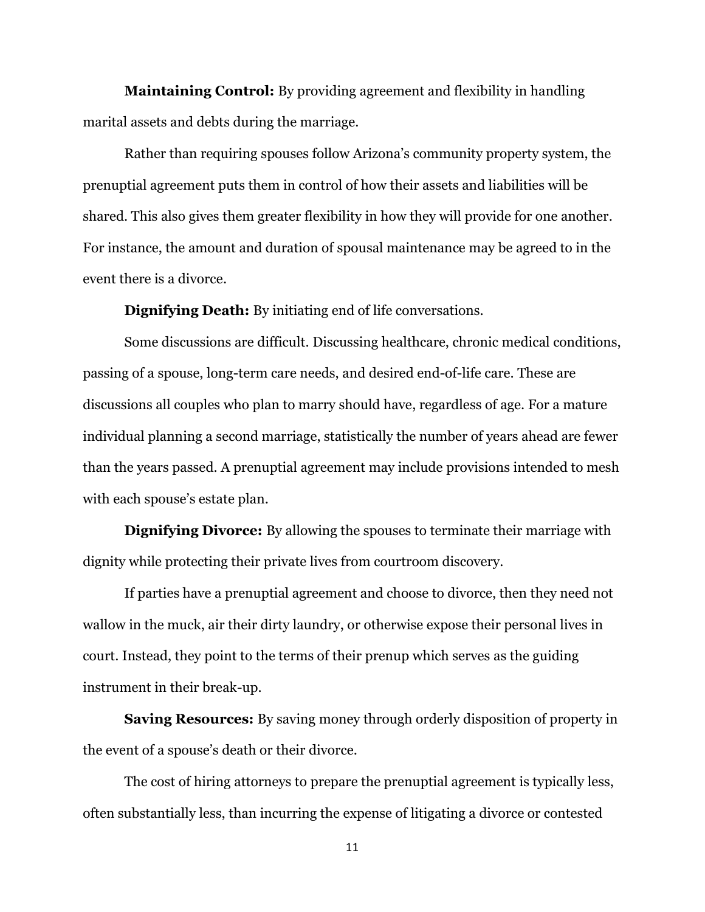**Maintaining Control:** By providing agreement and flexibility in handling marital assets and debts during the marriage.

Rather than requiring spouses follow Arizona's community property system, the prenuptial agreement puts them in control of how their assets and liabilities will be shared. This also gives them greater flexibility in how they will provide for one another. For instance, the amount and duration of spousal maintenance may be agreed to in the event there is a divorce.

**Dignifying Death:** By initiating end of life conversations.

Some discussions are difficult. Discussing healthcare, chronic medical conditions, passing of a spouse, long-term care needs, and desired end-of-life care. These are discussions all couples who plan to marry should have, regardless of age. For a mature individual planning a second marriage, statistically the number of years ahead are fewer than the years passed. A prenuptial agreement may include provisions intended to mesh with each spouse's estate plan.

**Dignifying Divorce:** By allowing the spouses to terminate their marriage with dignity while protecting their private lives from courtroom discovery.

If parties have a prenuptial agreement and choose to divorce, then they need not wallow in the muck, air their dirty laundry, or otherwise expose their personal lives in court. Instead, they point to the terms of their prenup which serves as the guiding instrument in their break-up.

**Saving Resources:** By saving money through orderly disposition of property in the event of a spouse's death or their divorce.

The cost of hiring attorneys to prepare the prenuptial agreement is typically less, often substantially less, than incurring the expense of litigating a divorce or contested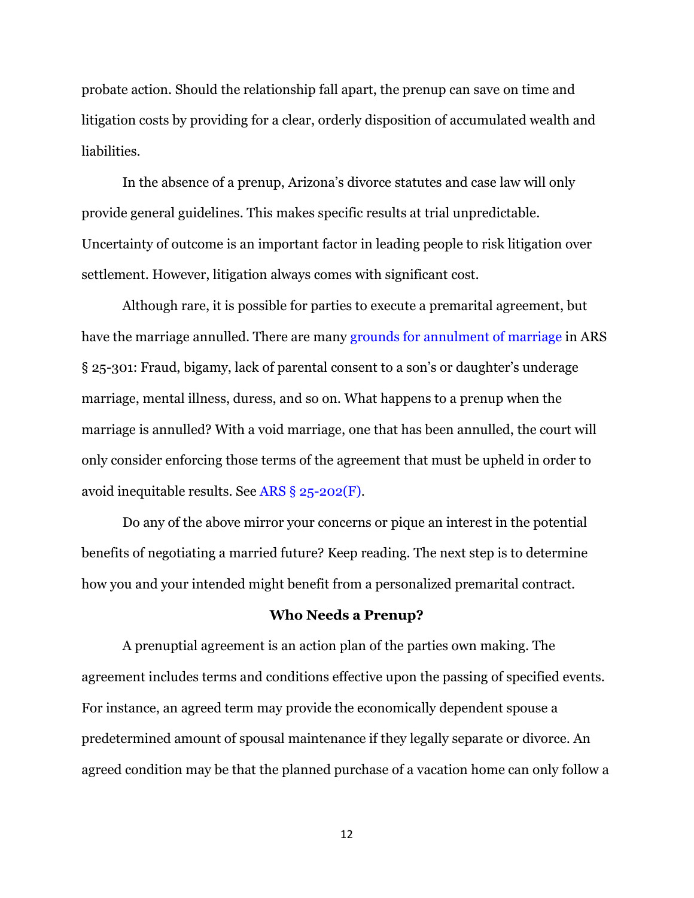probate action. Should the relationship fall apart, the prenup can save on time and litigation costs by providing for a clear, orderly disposition of accumulated wealth and liabilities.

In the absence of a prenup, Arizona's divorce statutes and case law will only provide general guidelines. This makes specific results at trial unpredictable. Uncertainty of outcome is an important factor in leading people to risk litigation over settlement. However, litigation always comes with significant cost.

Although rare, it is possible for parties to execute a premarital agreement, but have the marriage annulled. There are many grounds for annulment of marriage in ARS § 25-301: Fraud, bigamy, lack of parental consent to a son's or daughter's underage marriage, mental illness, duress, and so on. What happens to a prenup when the marriage is annulled? With a void marriage, one that has been annulled, the court will only consider enforcing those terms of the agreement that must be upheld in order to avoid inequitable results. See ARS § 25-202(F).

Do any of the above mirror your concerns or pique an interest in the potential benefits of negotiating a married future? Keep reading. The next step is to determine how you and your intended might benefit from a personalized premarital contract.

## Who Needs a Prenup?

A prenuptial agreement is an action plan of the parties own making. The agreement includes terms and conditions effective upon the passing of specified events. For instance, an agreed term may provide the economically dependent spouse a predetermined amount of spousal maintenance if they legally separate or divorce. An agreed condition may be that the planned purchase of a vacation home can only follow a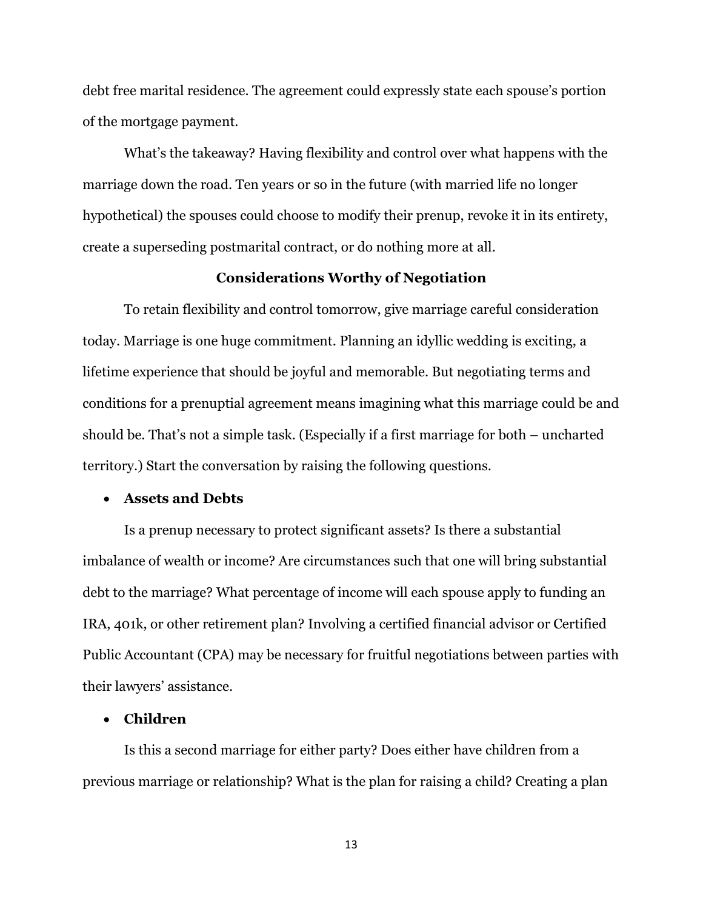debt free marital residence. The agreement could expressly state each spouse's portion of the mortgage payment.

What's the takeaway? Having flexibility and control over what happens with the marriage down the road. Ten years or so in the future (with married life no longer hypothetical) the spouses could choose to modify their prenup, revoke it in its entirety, create a superseding postmarital contract, or do nothing more at all.

## Considerations Worthy of Negotiation

To retain flexibility and control tomorrow, give marriage careful consideration today. Marriage is one huge commitment. Planning an idyllic wedding is exciting, a lifetime experience that should be joyful and memorable. But negotiating terms and conditions for a prenuptial agreement means imagining what this marriage could be and should be. That's not a simple task. (Especially if a first marriage for both – uncharted territory.) Start the conversation by raising the following questions.

- **Assets and Debts**

Is a prenup necessary to protect significant assets? Is there a substantial imbalance of wealth or income? Are circumstances such that one will bring substantial debt to the marriage? What percentage of income will each spouse apply to funding an IRA, 401k, or other retirement plan? Involving a certified financial advisor or Certified Public Accountant (CPA) may be necessary for fruitful negotiations between parties with their lawyers' assistance.

- **Children**

Is this a second marriage for either party? Does either have children from a previous marriage or relationship? What is the plan for raising a child? Creating a plan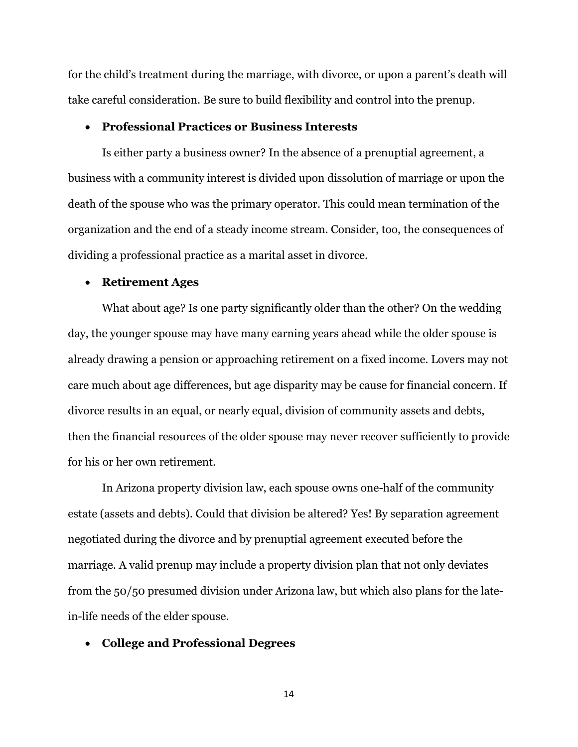for the child's treatment during the marriage, with divorce, or upon a parent's death will take careful consideration. Be sure to build flexibility and control into the prenup.

- **Professional Practices or Business Interests**

Is either party a business owner? In the absence of a prenuptial agreement, a business with a community interest is divided upon dissolution of marriage or upon the death of the spouse who was the primary operator. This could mean termination of the organization and the end of a steady income stream. Consider, too, the consequences of dividing a professional practice as a marital asset in divorce.

- **Retirement Ages**

What about age? Is one party significantly older than the other? On the wedding day, the younger spouse may have many earning years ahead while the older spouse is already drawing a pension or approaching retirement on a fixed income. Lovers may not care much about age differences, but age disparity may be cause for financial concern. If divorce results in an equal, or nearly equal, division of community assets and debts, then the financial resources of the older spouse may never recover sufficiently to provide for his or her own retirement.

In Arizona property division law, each spouse owns one-half of the community estate (assets and debts). Could that division be altered? Yes! By separation agreement negotiated during the divorce and by prenuptial agreement executed before the marriage. A valid prenup may include a property division plan that not only deviates from the 50/50 presumed division under Arizona law, but which also plans for the late-in-life needs of the elder spouse.

- **College and Professional Degrees**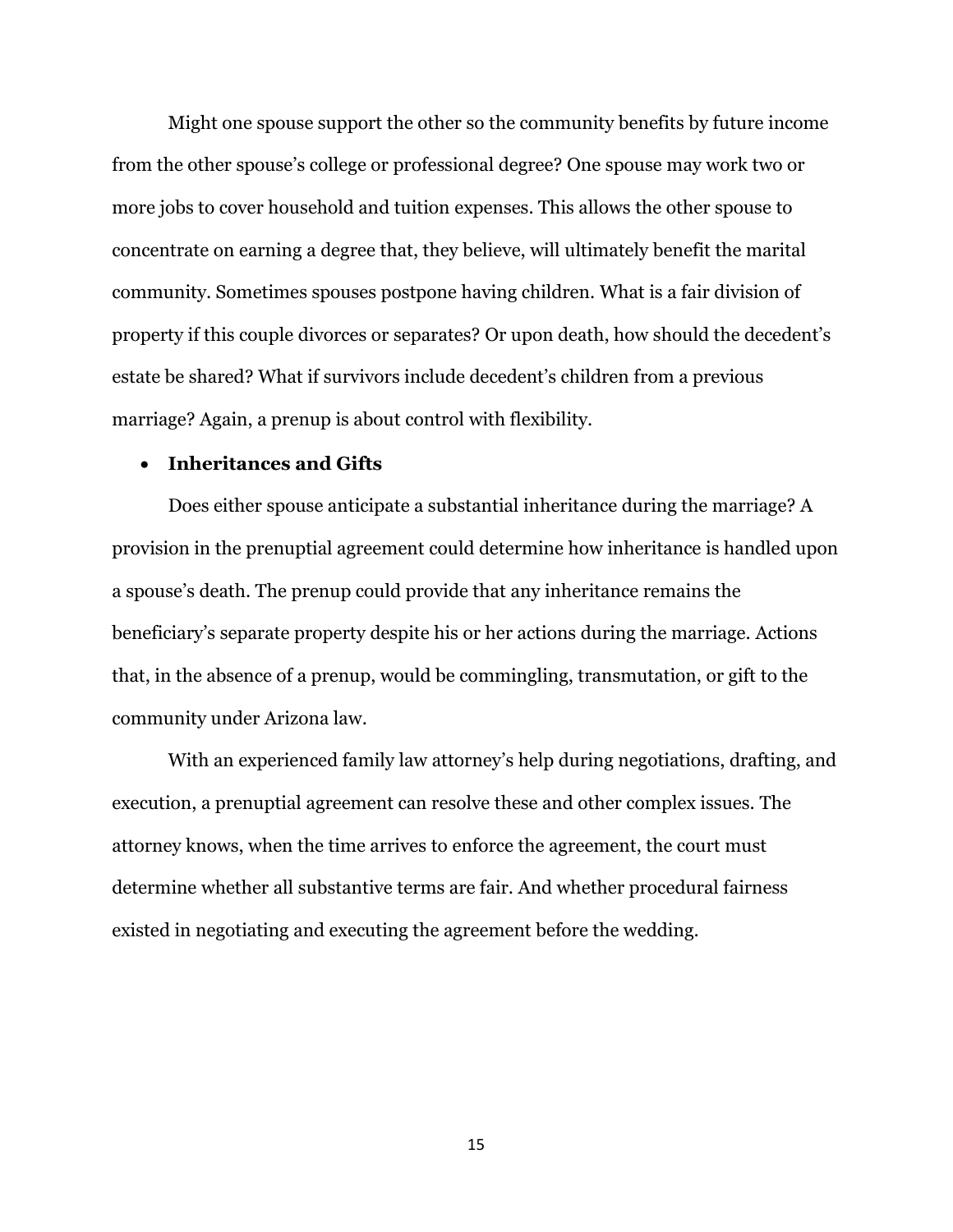Might one spouse support the other so the community benefits by future income from the other spouse's college or professional degree? One spouse may work two or more jobs to cover household and tuition expenses. This allows the other spouse to concentrate on earning a degree that, they believe, will ultimately benefit the marital community. Sometimes spouses postpone having children. What is a fair division of property if this couple divorces or separates? Or upon death, how should the decedent's estate be shared? What if survivors include decedent's children from a previous marriage? Again, a prenup is about control with flexibility.

- **Inheritances and Gifts**

Does either spouse anticipate a substantial inheritance during the marriage? A provision in the prenuptial agreement could determine how inheritance is handled upon a spouse's death. The prenup could provide that any inheritance remains the beneficiary's separate property despite his or her actions during the marriage. Actions that, in the absence of a prenup, would be commingling, transmutation, or gift to the community under Arizona law.

With an experienced family law attorney's help during negotiations, drafting, and execution, a prenuptial agreement can resolve these and other complex issues. The attorney knows, when the time arrives to enforce the agreement, the court must determine whether all substantive terms are fair. And whether procedural fairness existed in negotiating and executing the agreement before the wedding.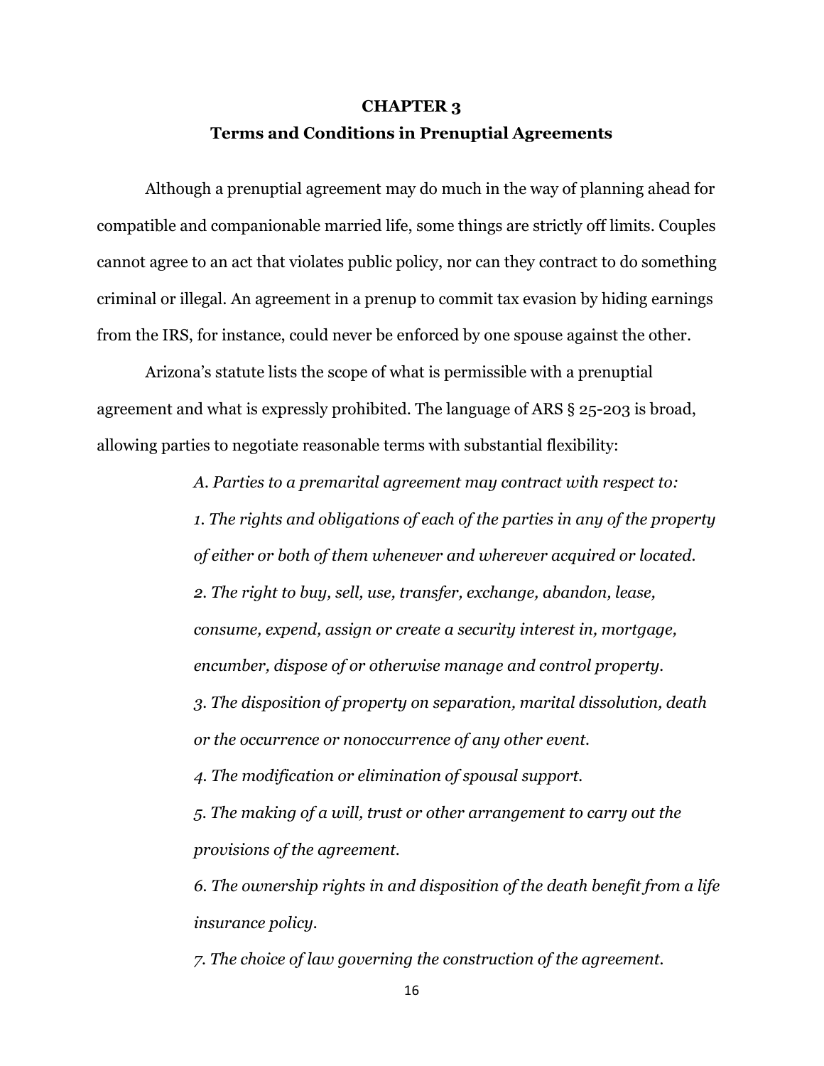# CHAPTER 3

## Terms and Conditions in Prenuptial Agreements

Although a prenuptial agreement may do much in the way of planning ahead for compatible and companionable married life, some things are strictly off limits. Couples cannot agree to an act that violates public policy, nor can they contract to do something criminal or illegal. An agreement in a prenup to commit tax evasion by hiding earnings from the IRS, for instance, could never be enforced by one spouse against the other.

Arizona's statute lists the scope of what is permissible with a prenuptial agreement and what is expressly prohibited. The language of ARS § 25-203 is broad, allowing parties to negotiate reasonable terms with substantial flexibility:

> *A. Parties to a premarital agreement may contract with respect to:*
>
> *1. The rights and obligations of each of the parties in any of the property of either or both of them whenever and wherever acquired or located.*
>
> *2. The right to buy, sell, use, transfer, exchange, abandon, lease, consume, expend, assign or create a security interest in, mortgage, encumber, dispose of or otherwise manage and control property.*
>
> *3. The disposition of property on separation, marital dissolution, death or the occurrence or nonoccurrence of any other event.*
>
> *4. The modification or elimination of spousal support.*
>
> *5. The making of a will, trust or other arrangement to carry out the provisions of the agreement.*
>
> *6. The ownership rights in and disposition of the death benefit from a life insurance policy.*
>
> *7. The choice of law governing the construction of the agreement.*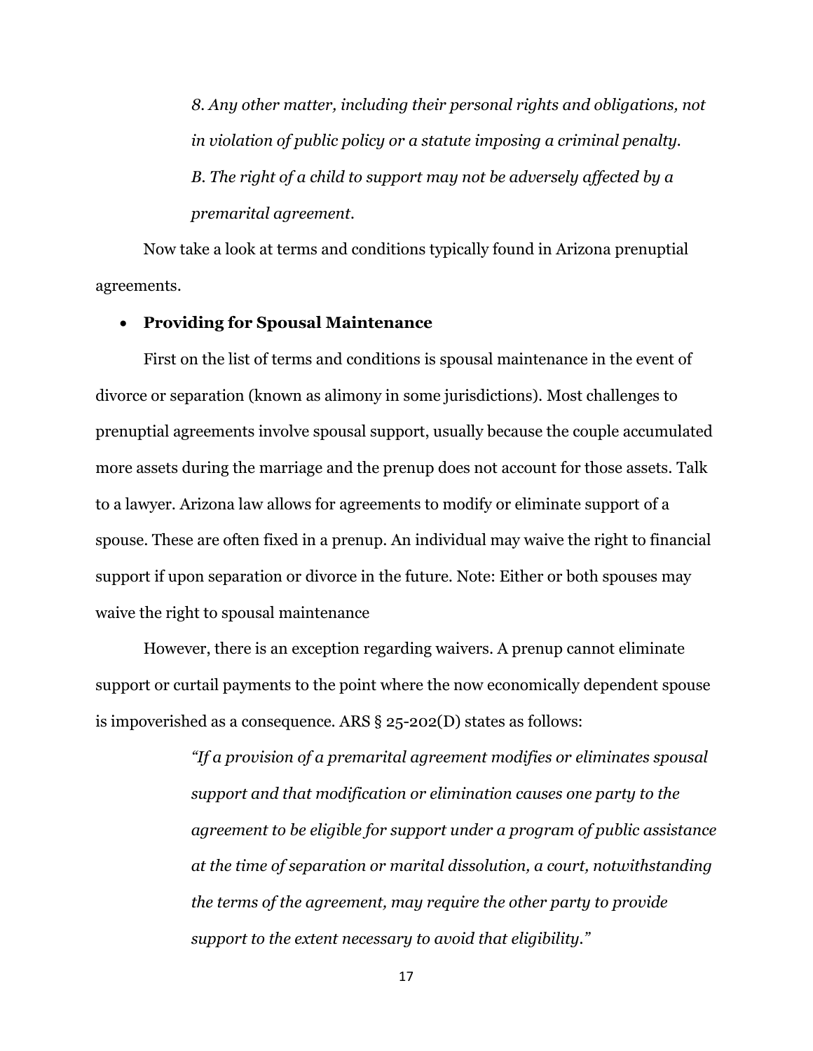> *8. Any other matter, including their personal rights and obligations, not in violation of public policy or a statute imposing a criminal penalty.*
>
> *B. The right of a child to support may not be adversely affected by a premarital agreement.*

Now take a look at terms and conditions typically found in Arizona prenuptial agreements.

- **Providing for Spousal Maintenance**

First on the list of terms and conditions is spousal maintenance in the event of divorce or separation (known as alimony in some jurisdictions). Most challenges to prenuptial agreements involve spousal support, usually because the couple accumulated more assets during the marriage and the prenup does not account for those assets. Talk to a lawyer. Arizona law allows for agreements to modify or eliminate support of a spouse. These are often fixed in a prenup. An individual may waive the right to financial support if upon separation or divorce in the future. Note: Either or both spouses may waive the right to spousal maintenance

However, there is an exception regarding waivers. A prenup cannot eliminate support or curtail payments to the point where the now economically dependent spouse is impoverished as a consequence. ARS § 25-202(D) states as follows:

> *"If a provision of a premarital agreement modifies or eliminates spousal support and that modification or elimination causes one party to the agreement to be eligible for support under a program of public assistance at the time of separation or marital dissolution, a court, notwithstanding the terms of the agreement, may require the other party to provide support to the extent necessary to avoid that eligibility."*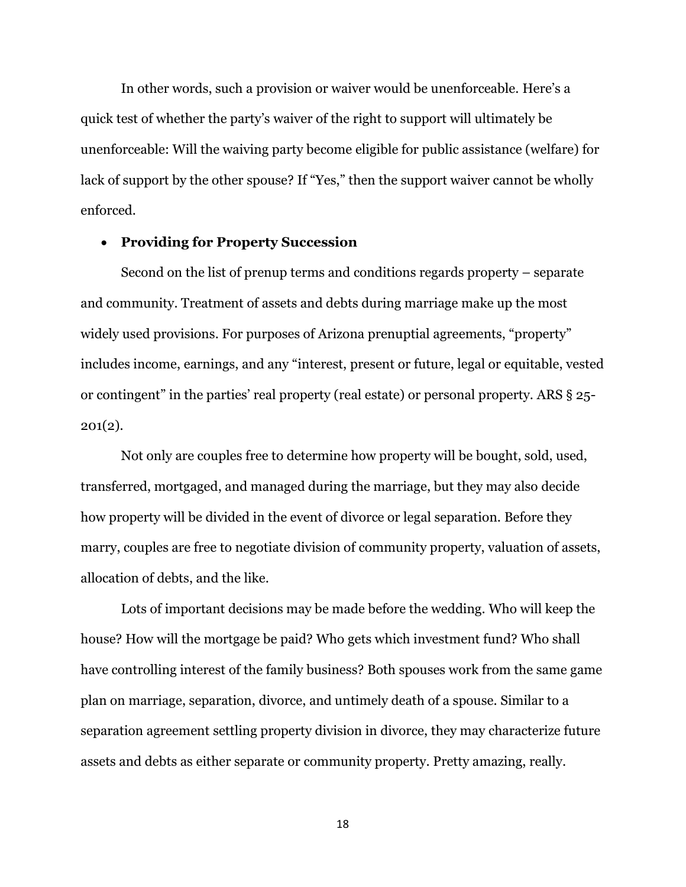In other words, such a provision or waiver would be unenforceable. Here's a quick test of whether the party's waiver of the right to support will ultimately be unenforceable: Will the waiving party become eligible for public assistance (welfare) for lack of support by the other spouse? If "Yes," then the support waiver cannot be wholly enforced.

- **Providing for Property Succession**

Second on the list of prenup terms and conditions regards property – separate and community. Treatment of assets and debts during marriage make up the most widely used provisions. For purposes of Arizona prenuptial agreements, "property" includes income, earnings, and any "interest, present or future, legal or equitable, vested or contingent" in the parties' real property (real estate) or personal property. ARS § 25-201(2).

Not only are couples free to determine how property will be bought, sold, used, transferred, mortgaged, and managed during the marriage, but they may also decide how property will be divided in the event of divorce or legal separation. Before they marry, couples are free to negotiate division of community property, valuation of assets, allocation of debts, and the like.

Lots of important decisions may be made before the wedding. Who will keep the house? How will the mortgage be paid? Who gets which investment fund? Who shall have controlling interest of the family business? Both spouses work from the same game plan on marriage, separation, divorce, and untimely death of a spouse. Similar to a separation agreement settling property division in divorce, they may characterize future assets and debts as either separate or community property. Pretty amazing, really.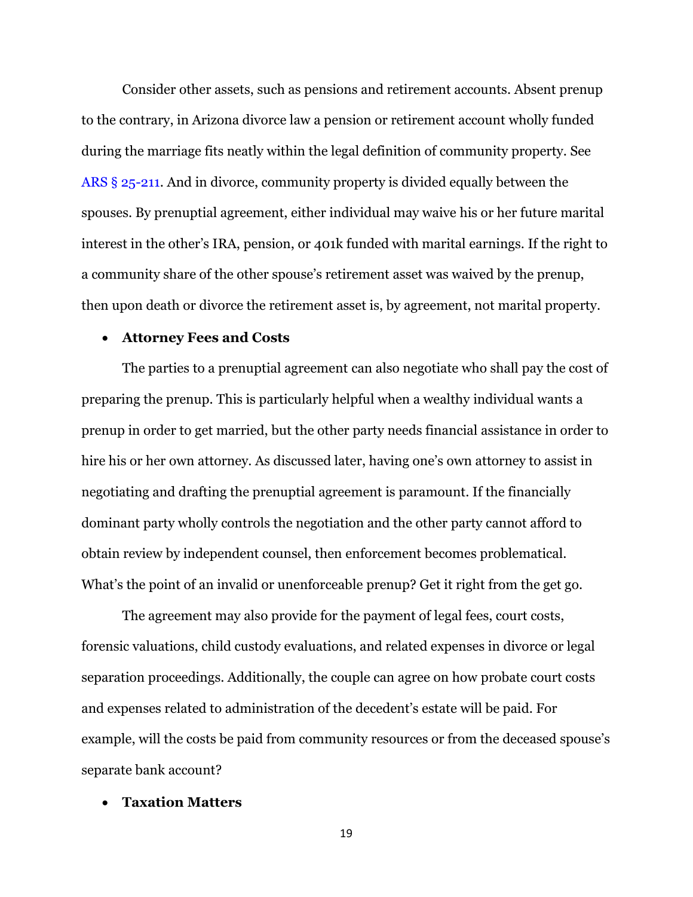Consider other assets, such as pensions and retirement accounts. Absent prenup to the contrary, in Arizona divorce law a pension or retirement account wholly funded during the marriage fits neatly within the legal definition of community property. See ARS § 25-211. And in divorce, community property is divided equally between the spouses. By prenuptial agreement, either individual may waive his or her future marital interest in the other's IRA, pension, or 401k funded with marital earnings. If the right to a community share of the other spouse's retirement asset was waived by the prenup, then upon death or divorce the retirement asset is, by agreement, not marital property.

- **Attorney Fees and Costs**

The parties to a prenuptial agreement can also negotiate who shall pay the cost of preparing the prenup. This is particularly helpful when a wealthy individual wants a prenup in order to get married, but the other party needs financial assistance in order to hire his or her own attorney. As discussed later, having one's own attorney to assist in negotiating and drafting the prenuptial agreement is paramount. If the financially dominant party wholly controls the negotiation and the other party cannot afford to obtain review by independent counsel, then enforcement becomes problematical. What's the point of an invalid or unenforceable prenup? Get it right from the get go.

The agreement may also provide for the payment of legal fees, court costs, forensic valuations, child custody evaluations, and related expenses in divorce or legal separation proceedings. Additionally, the couple can agree on how probate court costs and expenses related to administration of the decedent's estate will be paid. For example, will the costs be paid from community resources or from the deceased spouse's separate bank account?

- **Taxation Matters**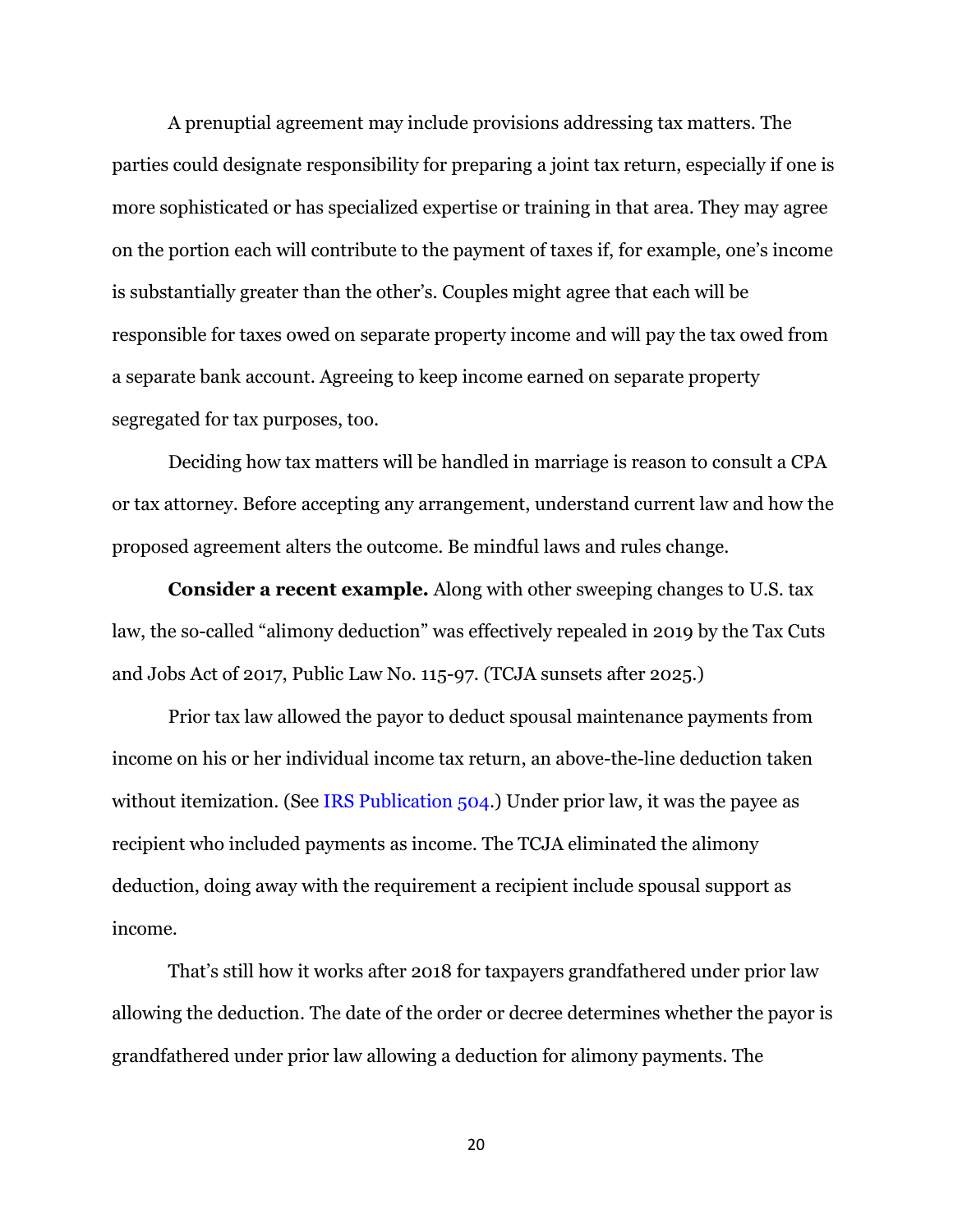A prenuptial agreement may include provisions addressing tax matters. The parties could designate responsibility for preparing a joint tax return, especially if one is more sophisticated or has specialized expertise or training in that area. They may agree on the portion each will contribute to the payment of taxes if, for example, one's income is substantially greater than the other's. Couples might agree that each will be responsible for taxes owed on separate property income and will pay the tax owed from a separate bank account. Agreeing to keep income earned on separate property segregated for tax purposes, too.

Deciding how tax matters will be handled in marriage is reason to consult a CPA or tax attorney. Before accepting any arrangement, understand current law and how the proposed agreement alters the outcome. Be mindful laws and rules change.

**Consider a recent example.** Along with other sweeping changes to U.S. tax law, the so-called "alimony deduction" was effectively repealed in 2019 by the Tax Cuts and Jobs Act of 2017, Public Law No. 115-97. (TCJA sunsets after 2025.)

Prior tax law allowed the payor to deduct spousal maintenance payments from income on his or her individual income tax return, an above-the-line deduction taken without itemization. (See IRS Publication 504.) Under prior law, it was the payee as recipient who included payments as income. The TCJA eliminated the alimony deduction, doing away with the requirement a recipient include spousal support as income.

That's still how it works after 2018 for taxpayers grandfathered under prior law allowing the deduction. The date of the order or decree determines whether the payor is grandfathered under prior law allowing a deduction for alimony payments. The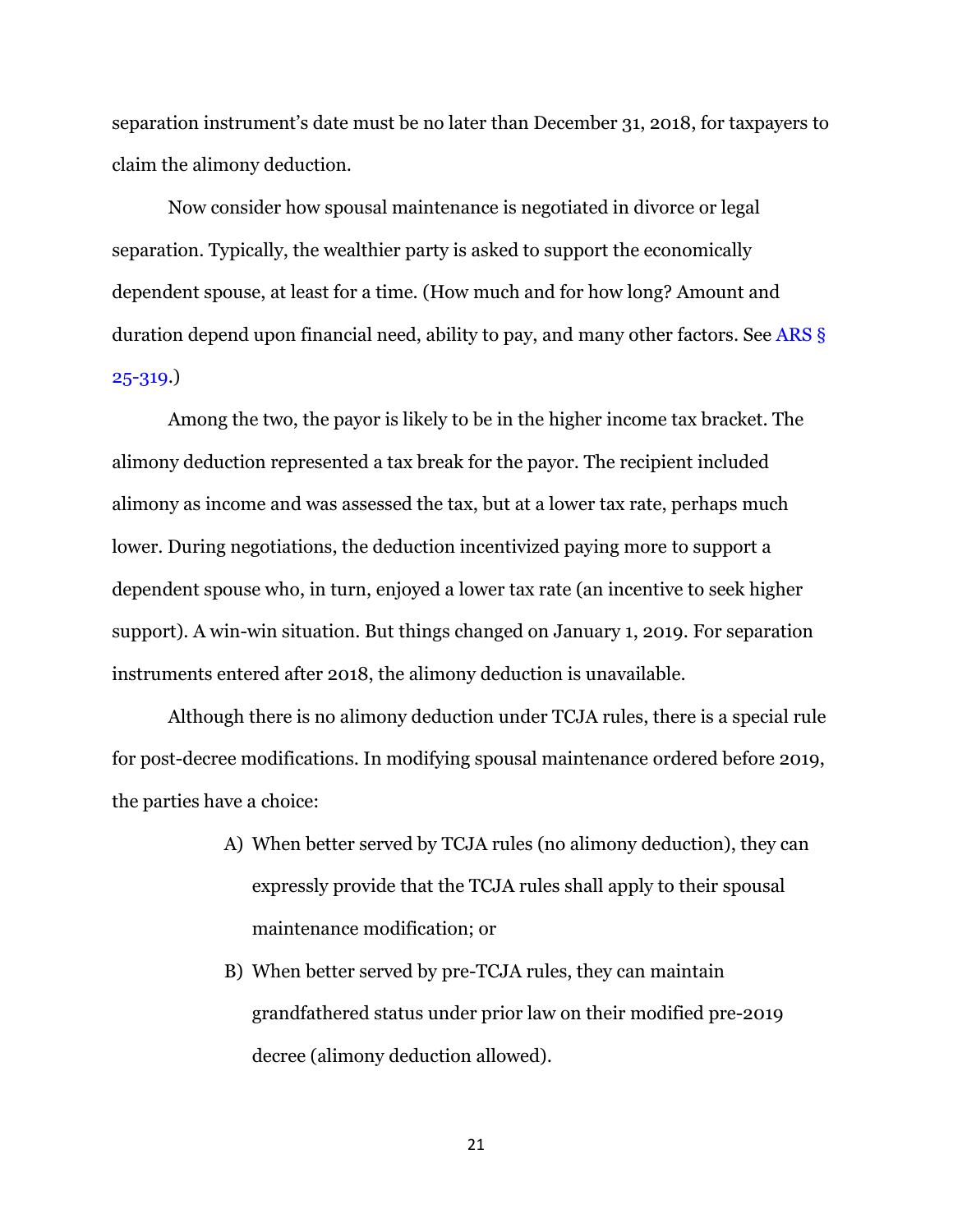separation instrument's date must be no later than December 31, 2018, for taxpayers to claim the alimony deduction.

Now consider how spousal maintenance is negotiated in divorce or legal separation. Typically, the wealthier party is asked to support the economically dependent spouse, at least for a time. (How much and for how long? Amount and duration depend upon financial need, ability to pay, and many other factors. See ARS § 25-319.)

Among the two, the payor is likely to be in the higher income tax bracket. The alimony deduction represented a tax break for the payor. The recipient included alimony as income and was assessed the tax, but at a lower tax rate, perhaps much lower. During negotiations, the deduction incentivized paying more to support a dependent spouse who, in turn, enjoyed a lower tax rate (an incentive to seek higher support). A win-win situation. But things changed on January 1, 2019. For separation instruments entered after 2018, the alimony deduction is unavailable.

Although there is no alimony deduction under TCJA rules, there is a special rule for post-decree modifications. In modifying spousal maintenance ordered before 2019, the parties have a choice:

A) When better served by TCJA rules (no alimony deduction), they can expressly provide that the TCJA rules shall apply to their spousal maintenance modification; or

B) When better served by pre-TCJA rules, they can maintain grandfathered status under prior law on their modified pre-2019 decree (alimony deduction allowed).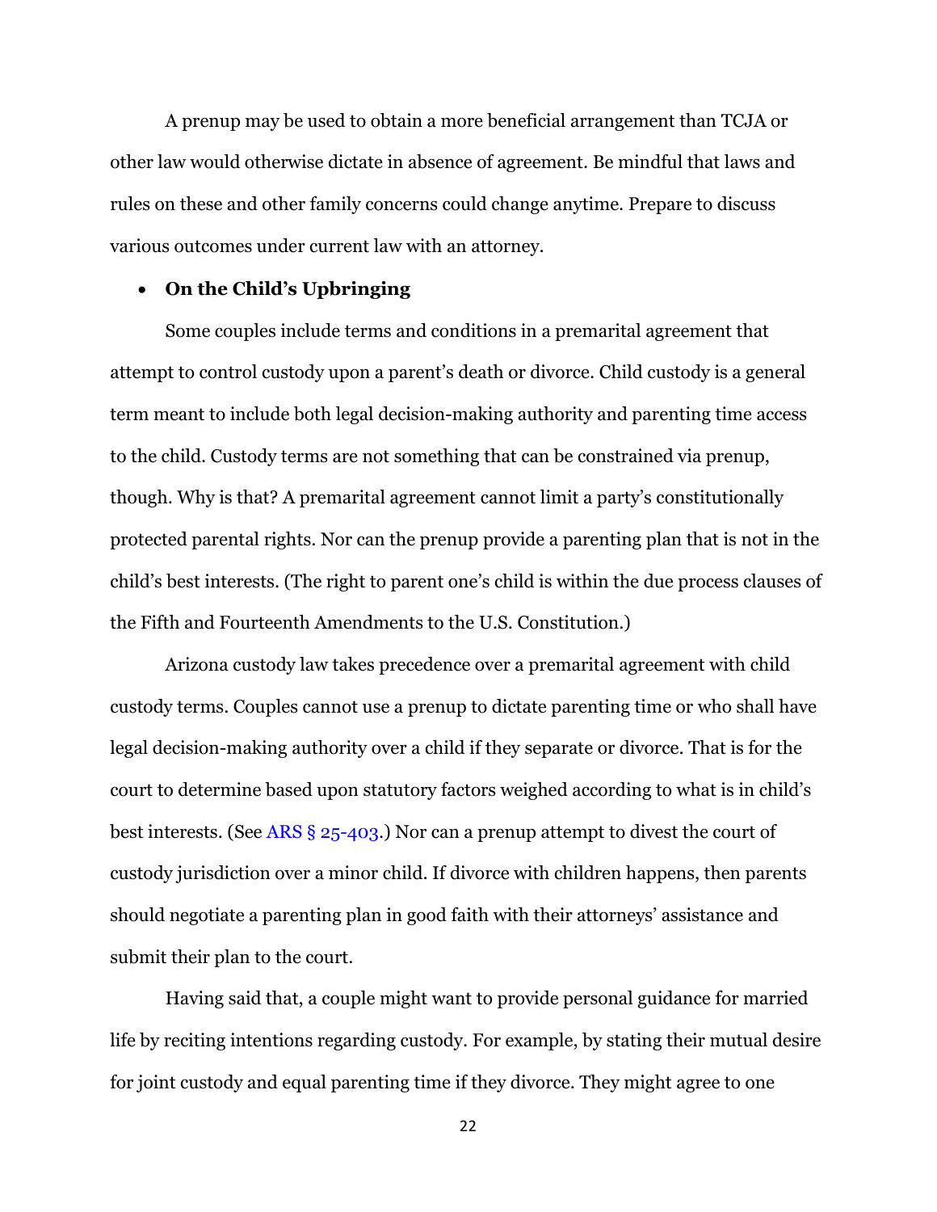A prenup may be used to obtain a more beneficial arrangement than TCJA or other law would otherwise dictate in absence of agreement. Be mindful that laws and rules on these and other family concerns could change anytime. Prepare to discuss various outcomes under current law with an attorney.

- **On the Child's Upbringing**

Some couples include terms and conditions in a premarital agreement that attempt to control custody upon a parent's death or divorce. Child custody is a general term meant to include both legal decision-making authority and parenting time access to the child. Custody terms are not something that can be constrained via prenup, though. Why is that? A premarital agreement cannot limit a party's constitutionally protected parental rights. Nor can the prenup provide a parenting plan that is not in the child's best interests. (The right to parent one's child is within the due process clauses of the Fifth and Fourteenth Amendments to the U.S. Constitution.)

Arizona custody law takes precedence over a premarital agreement with child custody terms. Couples cannot use a prenup to dictate parenting time or who shall have legal decision-making authority over a child if they separate or divorce. That is for the court to determine based upon statutory factors weighed according to what is in child's best interests. (See ARS § 25-403.) Nor can a prenup attempt to divest the court of custody jurisdiction over a minor child. If divorce with children happens, then parents should negotiate a parenting plan in good faith with their attorneys' assistance and submit their plan to the court.

Having said that, a couple might want to provide personal guidance for married life by reciting intentions regarding custody. For example, by stating their mutual desire for joint custody and equal parenting time if they divorce. They might agree to one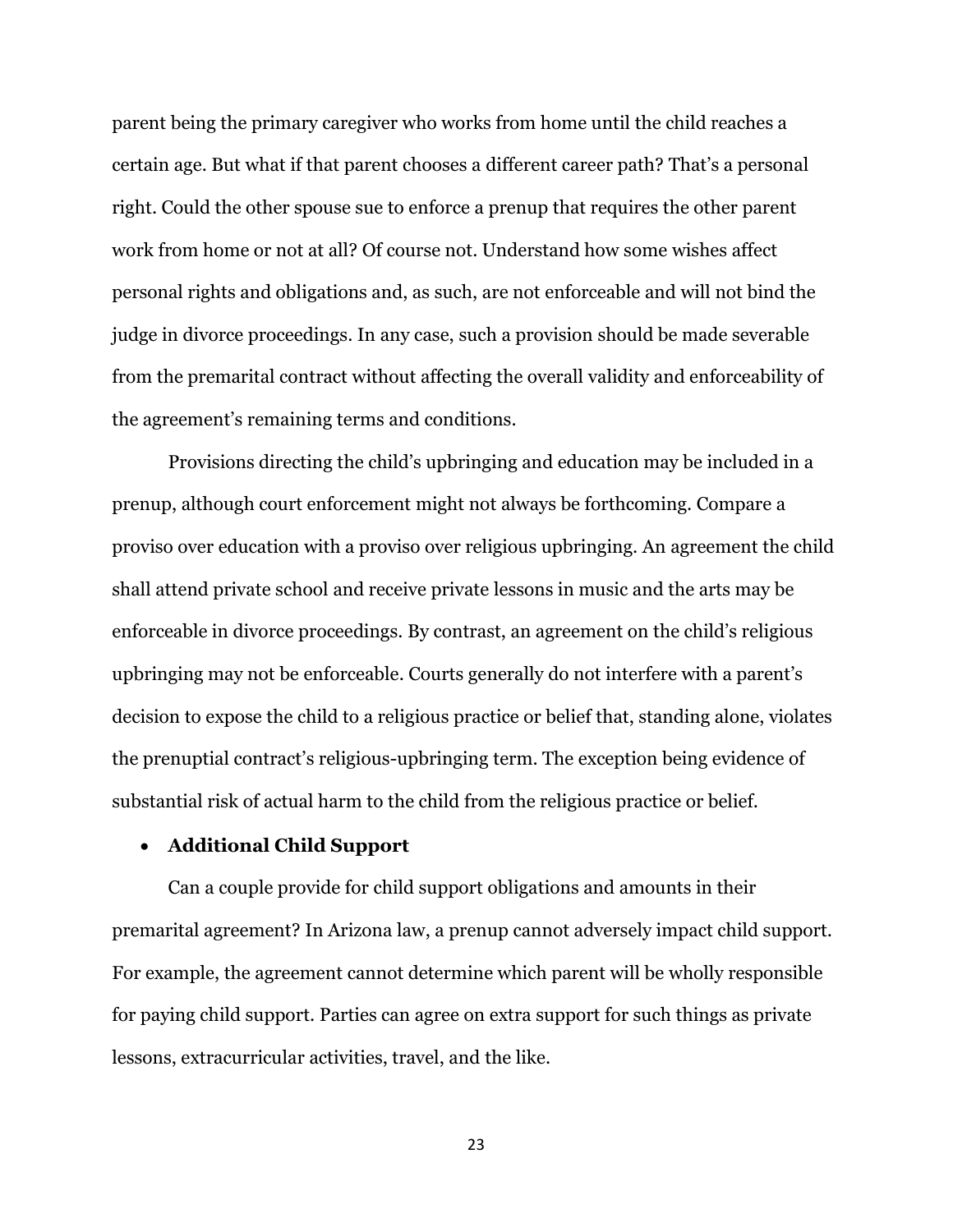parent being the primary caregiver who works from home until the child reaches a certain age. But what if that parent chooses a different career path? That's a personal right. Could the other spouse sue to enforce a prenup that requires the other parent work from home or not at all? Of course not. Understand how some wishes affect personal rights and obligations and, as such, are not enforceable and will not bind the judge in divorce proceedings. In any case, such a provision should be made severable from the premarital contract without affecting the overall validity and enforceability of the agreement's remaining terms and conditions.

Provisions directing the child's upbringing and education may be included in a prenup, although court enforcement might not always be forthcoming. Compare a proviso over education with a proviso over religious upbringing. An agreement the child shall attend private school and receive private lessons in music and the arts may be enforceable in divorce proceedings. By contrast, an agreement on the child's religious upbringing may not be enforceable. Courts generally do not interfere with a parent's decision to expose the child to a religious practice or belief that, standing alone, violates the prenuptial contract's religious-upbringing term. The exception being evidence of substantial risk of actual harm to the child from the religious practice or belief.

- **Additional Child Support**

Can a couple provide for child support obligations and amounts in their premarital agreement? In Arizona law, a prenup cannot adversely impact child support. For example, the agreement cannot determine which parent will be wholly responsible for paying child support. Parties can agree on extra support for such things as private lessons, extracurricular activities, travel, and the like.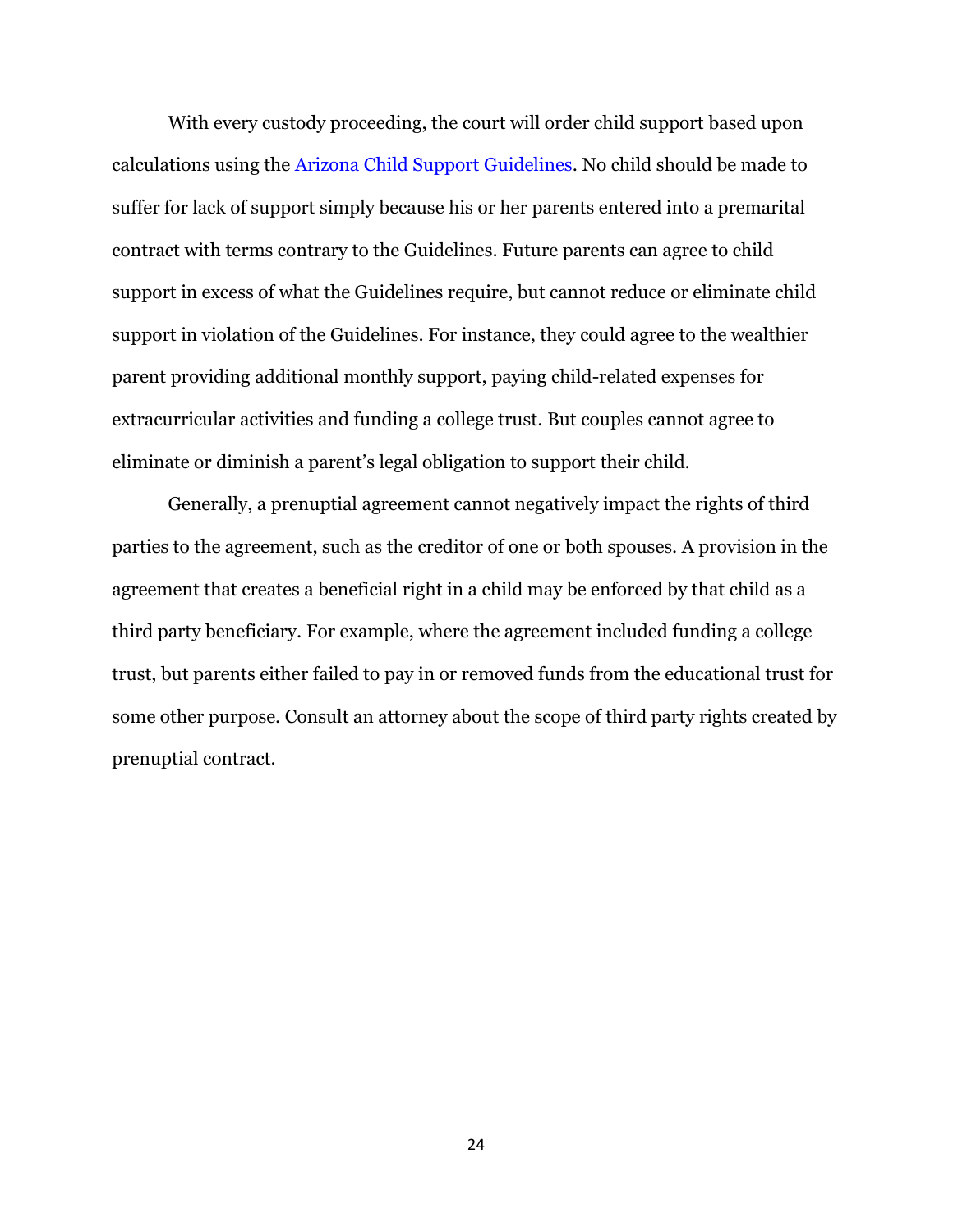With every custody proceeding, the court will order child support based upon calculations using the Arizona Child Support Guidelines. No child should be made to suffer for lack of support simply because his or her parents entered into a premarital contract with terms contrary to the Guidelines. Future parents can agree to child support in excess of what the Guidelines require, but cannot reduce or eliminate child support in violation of the Guidelines. For instance, they could agree to the wealthier parent providing additional monthly support, paying child-related expenses for extracurricular activities and funding a college trust. But couples cannot agree to eliminate or diminish a parent's legal obligation to support their child.

Generally, a prenuptial agreement cannot negatively impact the rights of third parties to the agreement, such as the creditor of one or both spouses. A provision in the agreement that creates a beneficial right in a child may be enforced by that child as a third party beneficiary. For example, where the agreement included funding a college trust, but parents either failed to pay in or removed funds from the educational trust for some other purpose. Consult an attorney about the scope of third party rights created by prenuptial contract.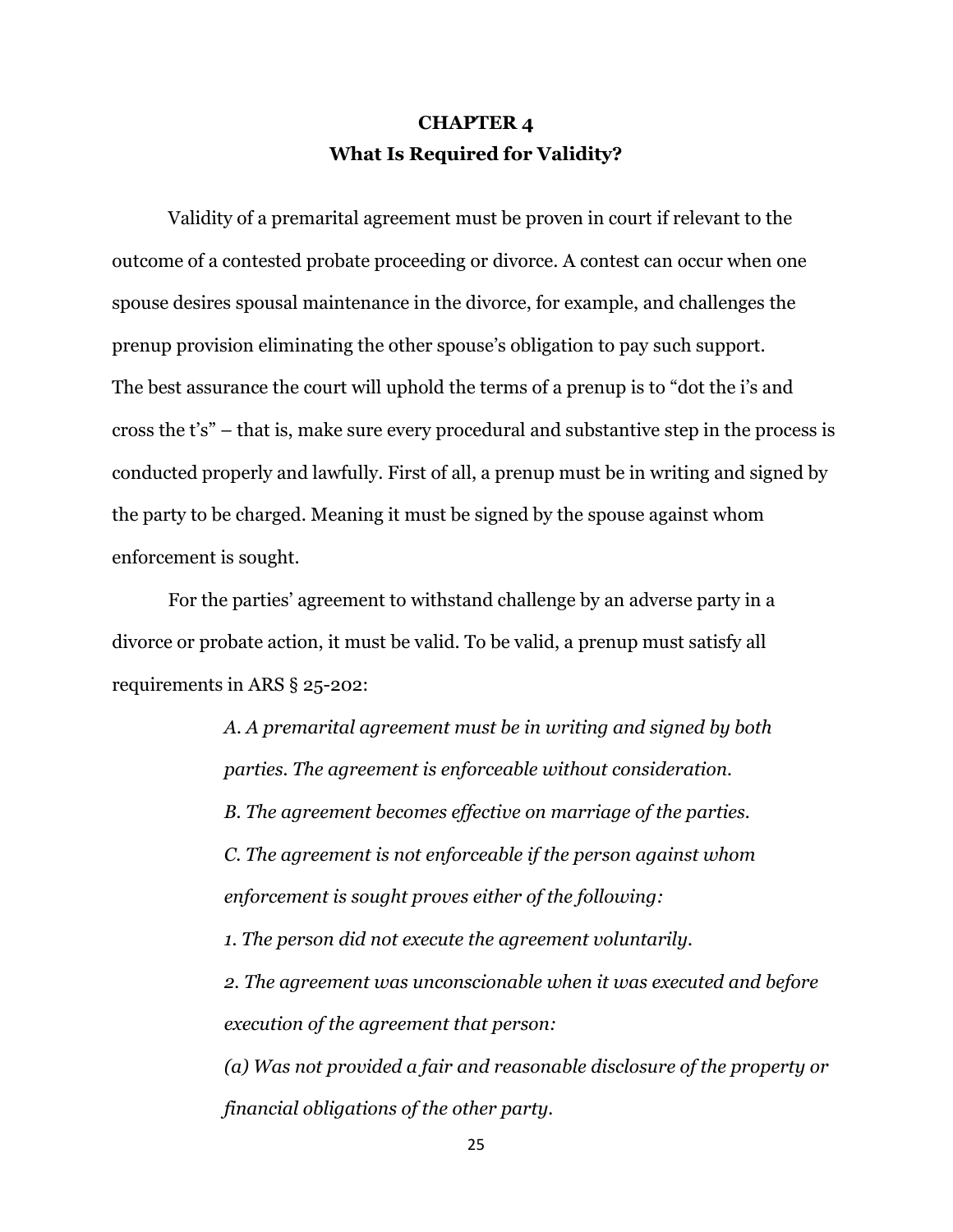# CHAPTER 4
## What Is Required for Validity?

Validity of a premarital agreement must be proven in court if relevant to the outcome of a contested probate proceeding or divorce. A contest can occur when one spouse desires spousal maintenance in the divorce, for example, and challenges the prenup provision eliminating the other spouse's obligation to pay such support.
The best assurance the court will uphold the terms of a prenup is to "dot the i's and cross the t's" – that is, make sure every procedural and substantive step in the process is conducted properly and lawfully. First of all, a prenup must be in writing and signed by the party to be charged. Meaning it must be signed by the spouse against whom enforcement is sought.

For the parties' agreement to withstand challenge by an adverse party in a divorce or probate action, it must be valid. To be valid, a prenup must satisfy all requirements in ARS § 25-202:

> *A. A premarital agreement must be in writing and signed by both parties. The agreement is enforceable without consideration.*
>
> *B. The agreement becomes effective on marriage of the parties.*
>
> *C. The agreement is not enforceable if the person against whom enforcement is sought proves either of the following:*
>
> *1. The person did not execute the agreement voluntarily.*
>
> *2. The agreement was unconscionable when it was executed and before execution of the agreement that person:*
>
> *(a) Was not provided a fair and reasonable disclosure of the property or financial obligations of the other party.*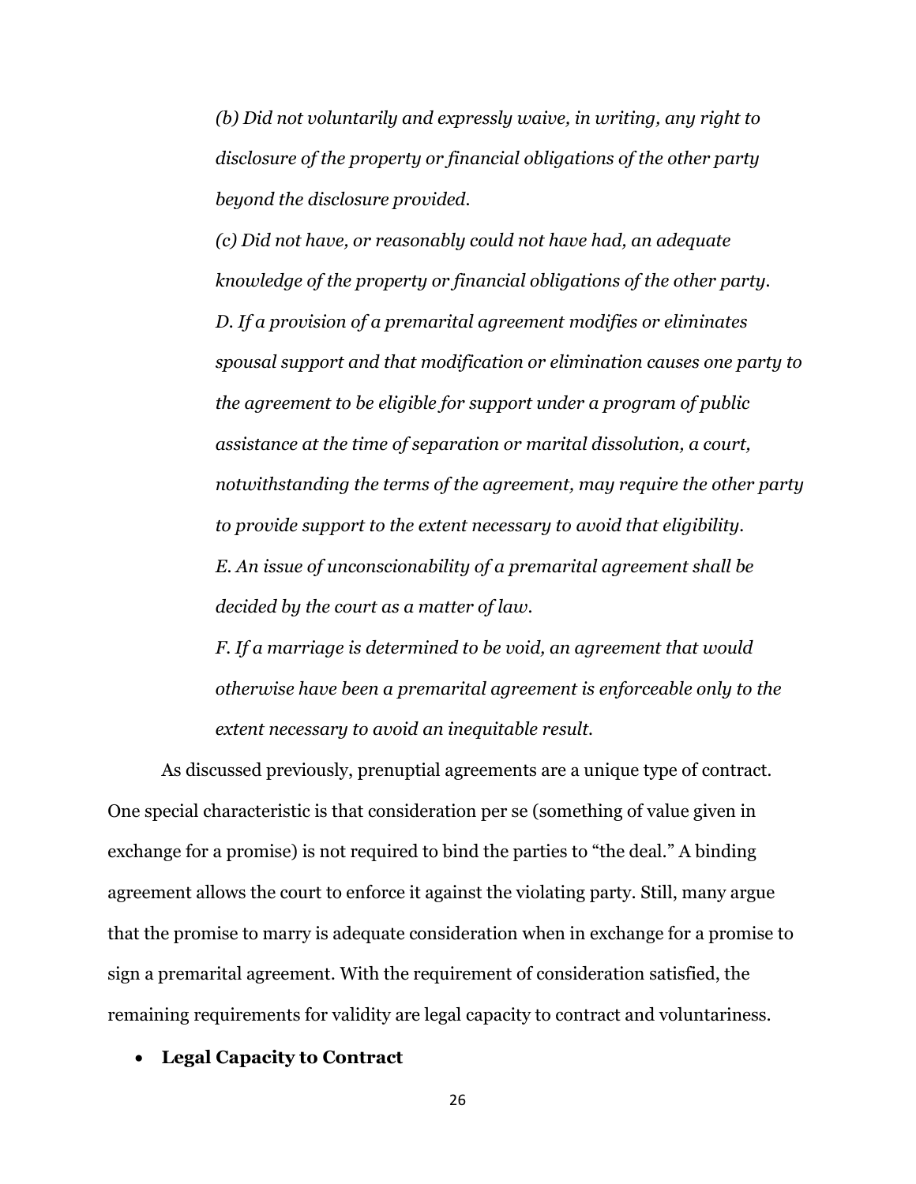*(b) Did not voluntarily and expressly waive, in writing, any right to disclosure of the property or financial obligations of the other party beyond the disclosure provided.*

*(c) Did not have, or reasonably could not have had, an adequate knowledge of the property or financial obligations of the other party.*

*D. If a provision of a premarital agreement modifies or eliminates spousal support and that modification or elimination causes one party to the agreement to be eligible for support under a program of public assistance at the time of separation or marital dissolution, a court, notwithstanding the terms of the agreement, may require the other party to provide support to the extent necessary to avoid that eligibility.*

*E. An issue of unconscionability of a premarital agreement shall be decided by the court as a matter of law.*

*F. If a marriage is determined to be void, an agreement that would otherwise have been a premarital agreement is enforceable only to the extent necessary to avoid an inequitable result.*

As discussed previously, prenuptial agreements are a unique type of contract. One special characteristic is that consideration per se (something of value given in exchange for a promise) is not required to bind the parties to "the deal." A binding agreement allows the court to enforce it against the violating party. Still, many argue that the promise to marry is adequate consideration when in exchange for a promise to sign a premarital agreement. With the requirement of consideration satisfied, the remaining requirements for validity are legal capacity to contract and voluntariness.

- **Legal Capacity to Contract**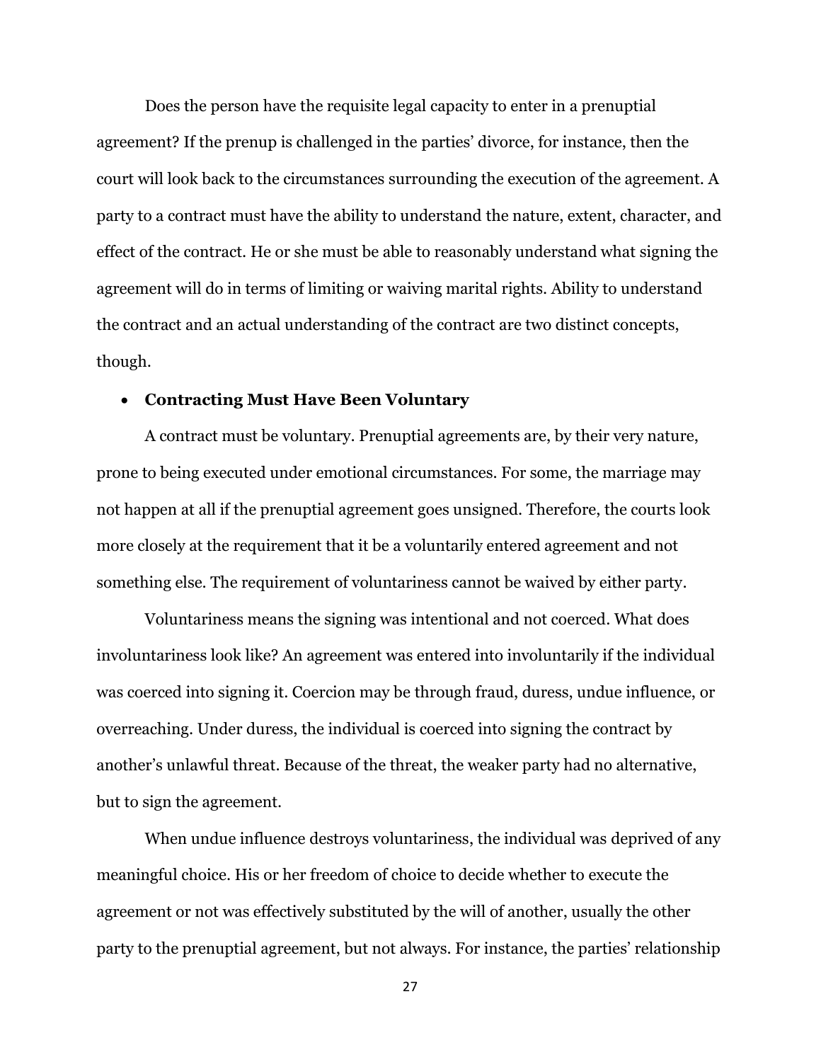Does the person have the requisite legal capacity to enter in a prenuptial agreement? If the prenup is challenged in the parties' divorce, for instance, then the court will look back to the circumstances surrounding the execution of the agreement. A party to a contract must have the ability to understand the nature, extent, character, and effect of the contract. He or she must be able to reasonably understand what signing the agreement will do in terms of limiting or waiving marital rights. Ability to understand the contract and an actual understanding of the contract are two distinct concepts, though.

- **Contracting Must Have Been Voluntary**

A contract must be voluntary. Prenuptial agreements are, by their very nature, prone to being executed under emotional circumstances. For some, the marriage may not happen at all if the prenuptial agreement goes unsigned. Therefore, the courts look more closely at the requirement that it be a voluntarily entered agreement and not something else. The requirement of voluntariness cannot be waived by either party.

Voluntariness means the signing was intentional and not coerced. What does involuntariness look like? An agreement was entered into involuntarily if the individual was coerced into signing it. Coercion may be through fraud, duress, undue influence, or overreaching. Under duress, the individual is coerced into signing the contract by another's unlawful threat. Because of the threat, the weaker party had no alternative, but to sign the agreement.

When undue influence destroys voluntariness, the individual was deprived of any meaningful choice. His or her freedom of choice to decide whether to execute the agreement or not was effectively substituted by the will of another, usually the other party to the prenuptial agreement, but not always. For instance, the parties' relationship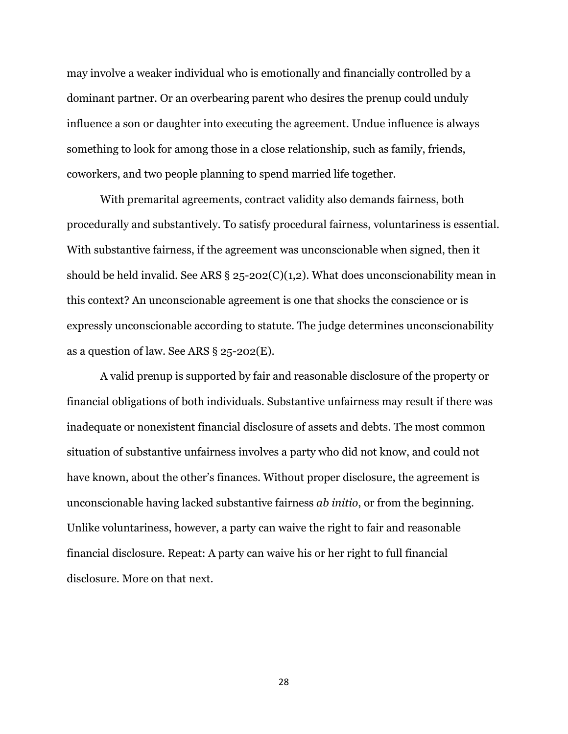may involve a weaker individual who is emotionally and financially controlled by a dominant partner. Or an overbearing parent who desires the prenup could unduly influence a son or daughter into executing the agreement. Undue influence is always something to look for among those in a close relationship, such as family, friends, coworkers, and two people planning to spend married life together.

With premarital agreements, contract validity also demands fairness, both procedurally and substantively. To satisfy procedural fairness, voluntariness is essential. With substantive fairness, if the agreement was unconscionable when signed, then it should be held invalid. See ARS § 25-202(C)(1,2). What does unconscionability mean in this context? An unconscionable agreement is one that shocks the conscience or is expressly unconscionable according to statute. The judge determines unconscionability as a question of law. See ARS § 25-202(E).

A valid prenup is supported by fair and reasonable disclosure of the property or financial obligations of both individuals. Substantive unfairness may result if there was inadequate or nonexistent financial disclosure of assets and debts. The most common situation of substantive unfairness involves a party who did not know, and could not have known, about the other's finances. Without proper disclosure, the agreement is unconscionable having lacked substantive fairness *ab initio*, or from the beginning. Unlike voluntariness, however, a party can waive the right to fair and reasonable financial disclosure. Repeat: A party can waive his or her right to full financial disclosure. More on that next.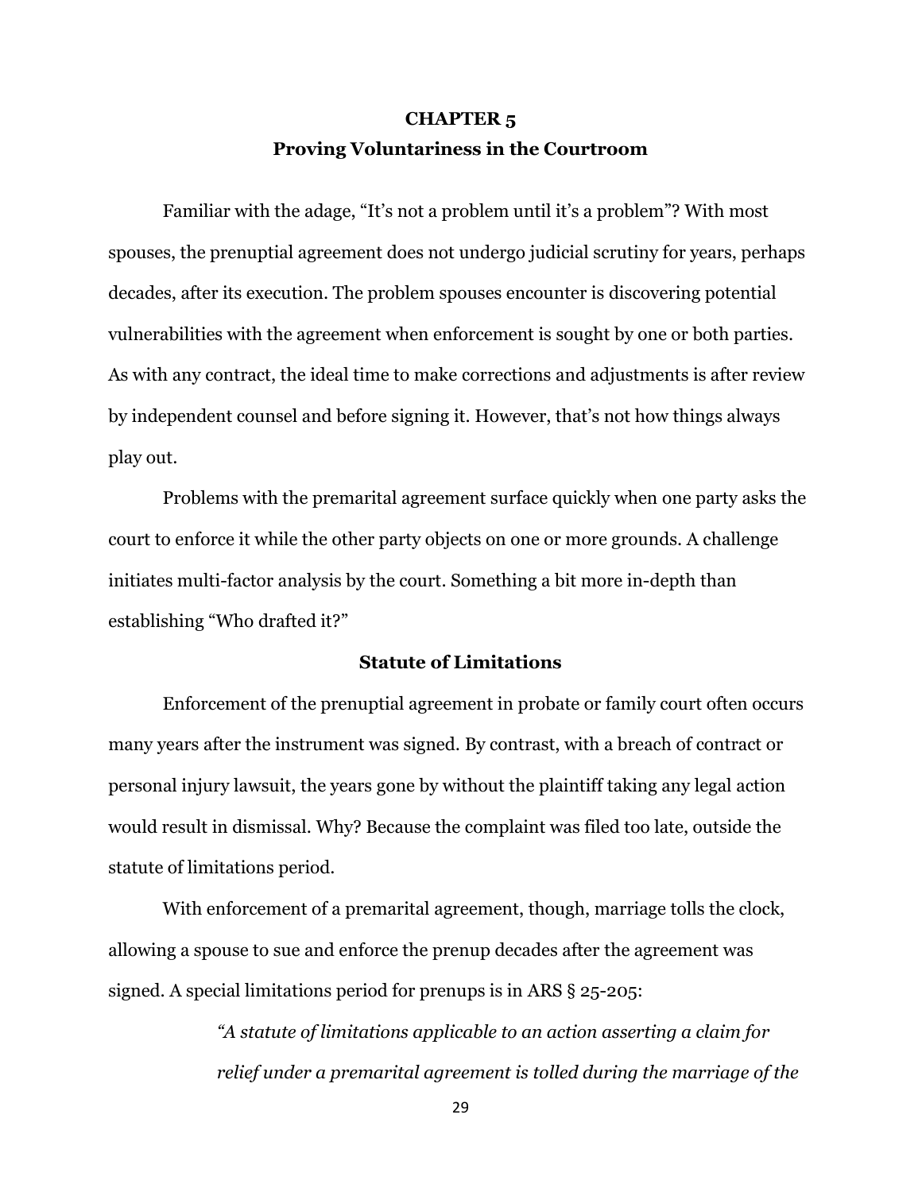# CHAPTER 5

## Proving Voluntariness in the Courtroom

Familiar with the adage, "It's not a problem until it's a problem"? With most spouses, the prenuptial agreement does not undergo judicial scrutiny for years, perhaps decades, after its execution. The problem spouses encounter is discovering potential vulnerabilities with the agreement when enforcement is sought by one or both parties. As with any contract, the ideal time to make corrections and adjustments is after review by independent counsel and before signing it. However, that's not how things always play out.

Problems with the premarital agreement surface quickly when one party asks the court to enforce it while the other party objects on one or more grounds. A challenge initiates multi-factor analysis by the court. Something a bit more in-depth than establishing "Who drafted it?"

### Statute of Limitations

Enforcement of the prenuptial agreement in probate or family court often occurs many years after the instrument was signed. By contrast, with a breach of contract or personal injury lawsuit, the years gone by without the plaintiff taking any legal action would result in dismissal. Why? Because the complaint was filed too late, outside the statute of limitations period.

With enforcement of a premarital agreement, though, marriage tolls the clock, allowing a spouse to sue and enforce the prenup decades after the agreement was signed. A special limitations period for prenups is in ARS § 25-205:

> *"A statute of limitations applicable to an action asserting a claim for relief under a premarital agreement is tolled during the marriage of the*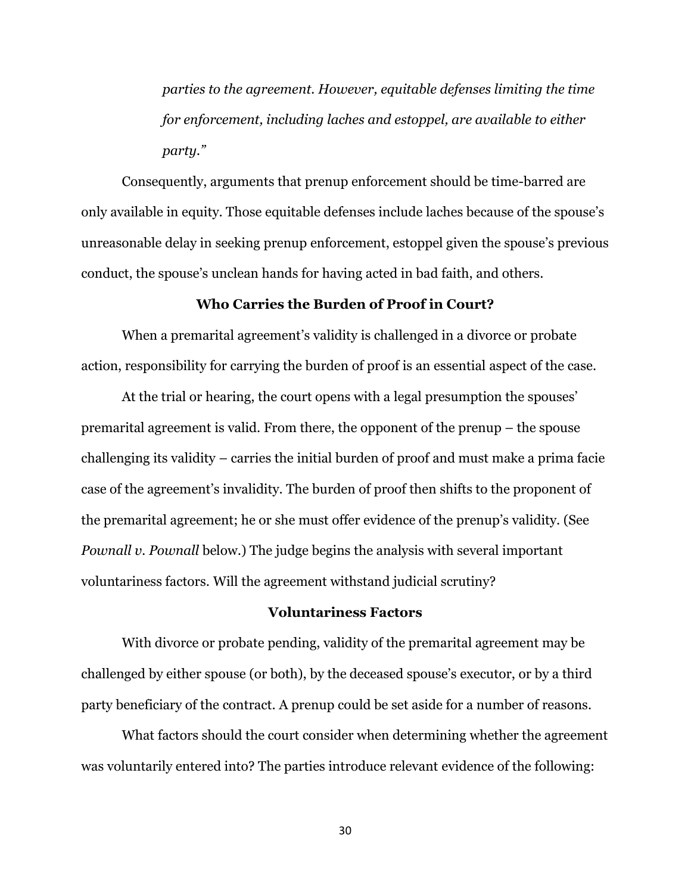> *parties to the agreement. However, equitable defenses limiting the time for enforcement, including laches and estoppel, are available to either party."*

Consequently, arguments that prenup enforcement should be time-barred are only available in equity. Those equitable defenses include laches because of the spouse's unreasonable delay in seeking prenup enforcement, estoppel given the spouse's previous conduct, the spouse's unclean hands for having acted in bad faith, and others.

## Who Carries the Burden of Proof in Court?

When a premarital agreement's validity is challenged in a divorce or probate action, responsibility for carrying the burden of proof is an essential aspect of the case.

At the trial or hearing, the court opens with a legal presumption the spouses' premarital agreement is valid. From there, the opponent of the prenup – the spouse challenging its validity – carries the initial burden of proof and must make a prima facie case of the agreement's invalidity. The burden of proof then shifts to the proponent of the premarital agreement; he or she must offer evidence of the prenup's validity. (See *Pownall v. Pownall* below.) The judge begins the analysis with several important voluntariness factors. Will the agreement withstand judicial scrutiny?

## Voluntariness Factors

With divorce or probate pending, validity of the premarital agreement may be challenged by either spouse (or both), by the deceased spouse's executor, or by a third party beneficiary of the contract. A prenup could be set aside for a number of reasons.

What factors should the court consider when determining whether the agreement was voluntarily entered into? The parties introduce relevant evidence of the following: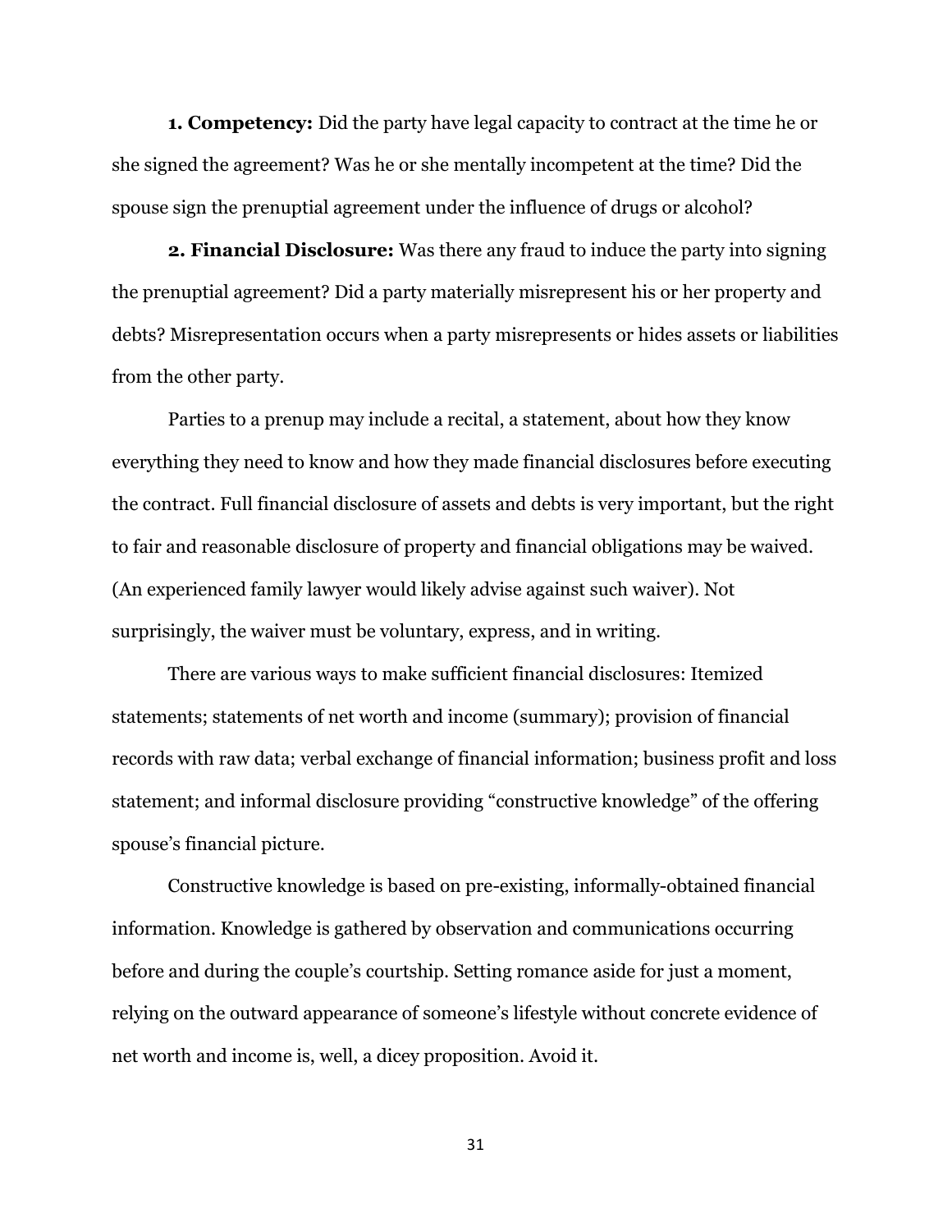**1. Competency:** Did the party have legal capacity to contract at the time he or she signed the agreement? Was he or she mentally incompetent at the time? Did the spouse sign the prenuptial agreement under the influence of drugs or alcohol?

**2. Financial Disclosure:** Was there any fraud to induce the party into signing the prenuptial agreement? Did a party materially misrepresent his or her property and debts? Misrepresentation occurs when a party misrepresents or hides assets or liabilities from the other party.

Parties to a prenup may include a recital, a statement, about how they know everything they need to know and how they made financial disclosures before executing the contract. Full financial disclosure of assets and debts is very important, but the right to fair and reasonable disclosure of property and financial obligations may be waived. (An experienced family lawyer would likely advise against such waiver). Not surprisingly, the waiver must be voluntary, express, and in writing.

There are various ways to make sufficient financial disclosures: Itemized statements; statements of net worth and income (summary); provision of financial records with raw data; verbal exchange of financial information; business profit and loss statement; and informal disclosure providing "constructive knowledge" of the offering spouse's financial picture.

Constructive knowledge is based on pre-existing, informally-obtained financial information. Knowledge is gathered by observation and communications occurring before and during the couple's courtship. Setting romance aside for just a moment, relying on the outward appearance of someone's lifestyle without concrete evidence of net worth and income is, well, a dicey proposition. Avoid it.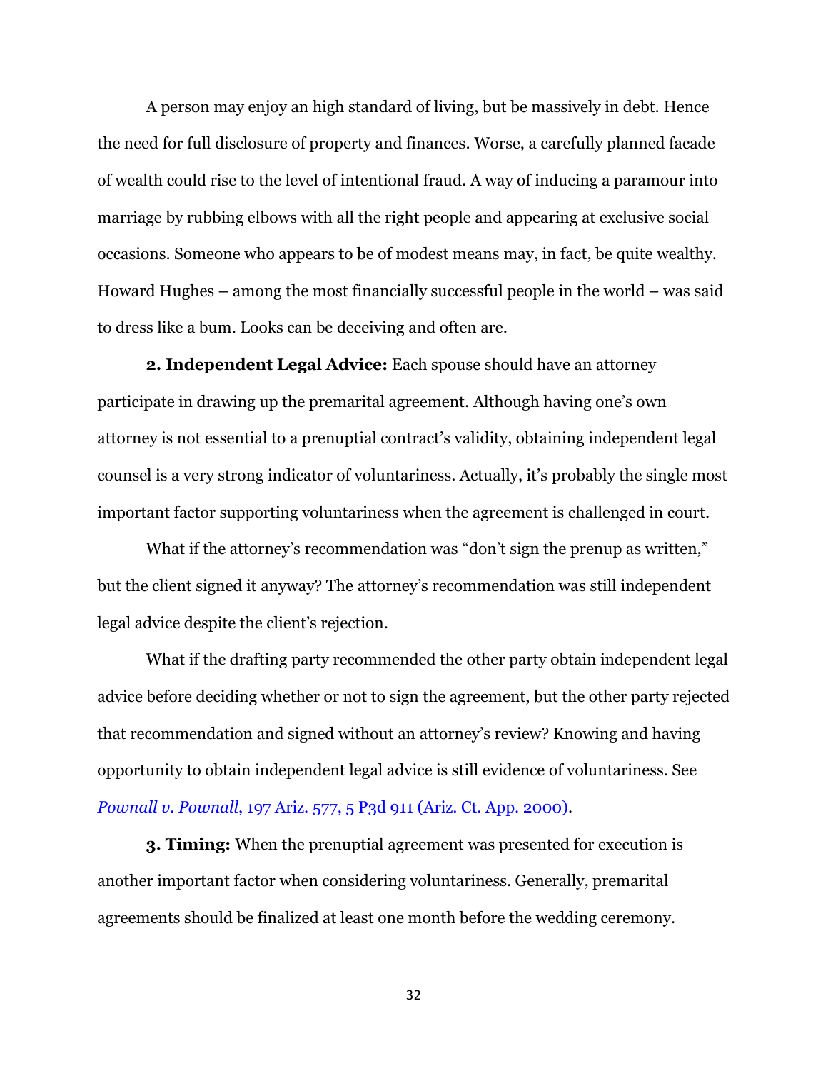A person may enjoy an high standard of living, but be massively in debt. Hence the need for full disclosure of property and finances. Worse, a carefully planned facade of wealth could rise to the level of intentional fraud. A way of inducing a paramour into marriage by rubbing elbows with all the right people and appearing at exclusive social occasions. Someone who appears to be of modest means may, in fact, be quite wealthy. Howard Hughes – among the most financially successful people in the world – was said to dress like a bum. Looks can be deceiving and often are.

**2. Independent Legal Advice:** Each spouse should have an attorney participate in drawing up the premarital agreement. Although having one's own attorney is not essential to a prenuptial contract's validity, obtaining independent legal counsel is a very strong indicator of voluntariness. Actually, it's probably the single most important factor supporting voluntariness when the agreement is challenged in court.

What if the attorney's recommendation was "don't sign the prenup as written," but the client signed it anyway? The attorney's recommendation was still independent legal advice despite the client's rejection.

What if the drafting party recommended the other party obtain independent legal advice before deciding whether or not to sign the agreement, but the other party rejected that recommendation and signed without an attorney's review? Knowing and having opportunity to obtain independent legal advice is still evidence of voluntariness. See *Pownall v. Pownall*, 197 Ariz. 577, 5 P3d 911 (Ariz. Ct. App. 2000).

**3. Timing:** When the prenuptial agreement was presented for execution is another important factor when considering voluntariness. Generally, premarital agreements should be finalized at least one month before the wedding ceremony.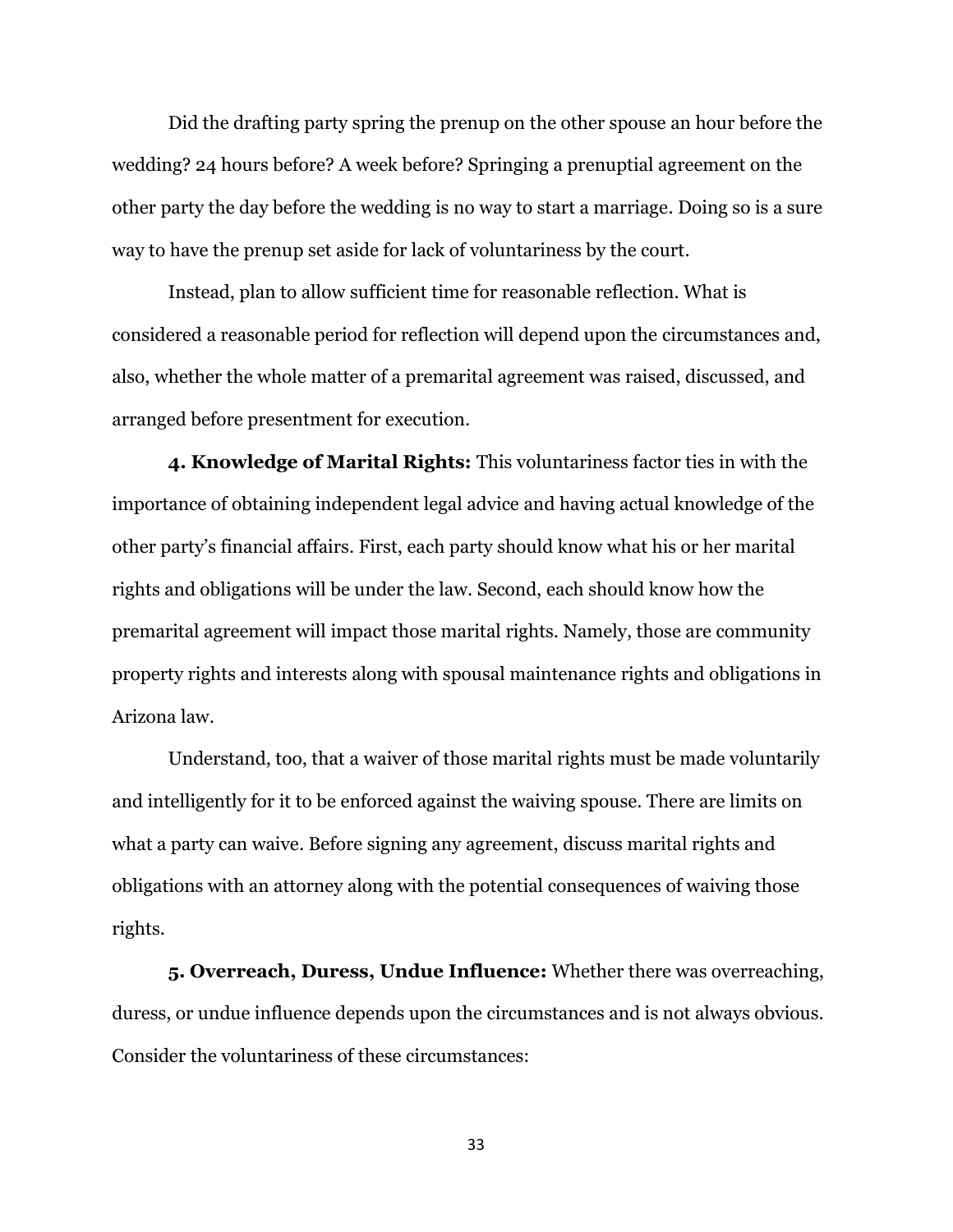Did the drafting party spring the prenup on the other spouse an hour before the wedding? 24 hours before? A week before? Springing a prenuptial agreement on the other party the day before the wedding is no way to start a marriage. Doing so is a sure way to have the prenup set aside for lack of voluntariness by the court.

Instead, plan to allow sufficient time for reasonable reflection. What is considered a reasonable period for reflection will depend upon the circumstances and, also, whether the whole matter of a premarital agreement was raised, discussed, and arranged before presentment for execution.

**4. Knowledge of Marital Rights:** This voluntariness factor ties in with the importance of obtaining independent legal advice and having actual knowledge of the other party's financial affairs. First, each party should know what his or her marital rights and obligations will be under the law. Second, each should know how the premarital agreement will impact those marital rights. Namely, those are community property rights and interests along with spousal maintenance rights and obligations in Arizona law.

Understand, too, that a waiver of those marital rights must be made voluntarily and intelligently for it to be enforced against the waiving spouse. There are limits on what a party can waive. Before signing any agreement, discuss marital rights and obligations with an attorney along with the potential consequences of waiving those rights.

**5. Overreach, Duress, Undue Influence:** Whether there was overreaching, duress, or undue influence depends upon the circumstances and is not always obvious. Consider the voluntariness of these circumstances: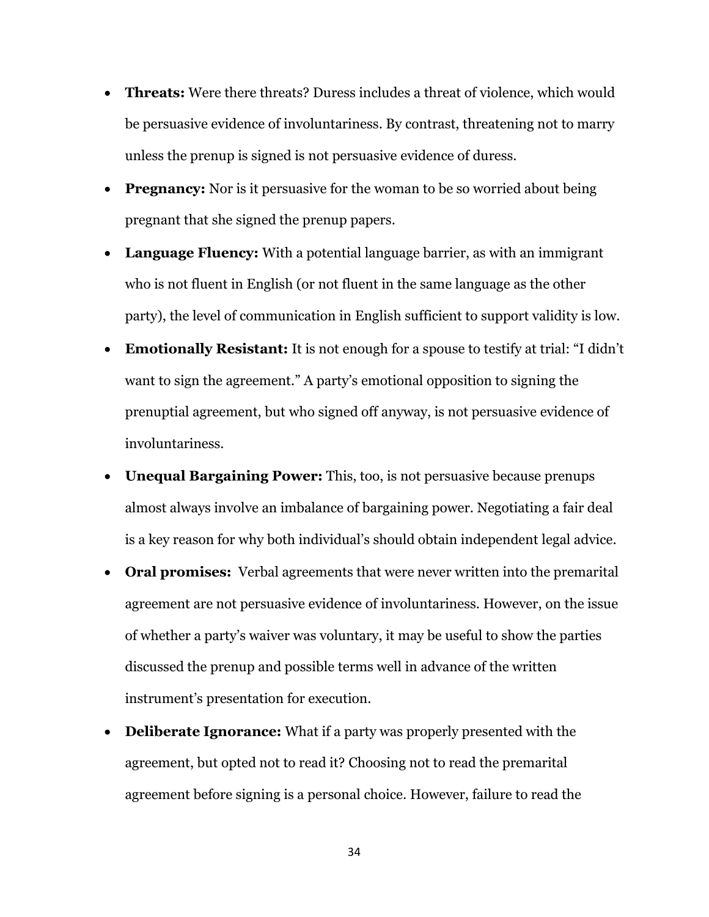- **Threats:** Were there threats? Duress includes a threat of violence, which would be persuasive evidence of involuntariness. By contrast, threatening not to marry unless the prenup is signed is not persuasive evidence of duress.
- **Pregnancy:** Nor is it persuasive for the woman to be so worried about being pregnant that she signed the prenup papers.
- **Language Fluency:** With a potential language barrier, as with an immigrant who is not fluent in English (or not fluent in the same language as the other party), the level of communication in English sufficient to support validity is low.
- **Emotionally Resistant:** It is not enough for a spouse to testify at trial: "I didn't want to sign the agreement." A party's emotional opposition to signing the prenuptial agreement, but who signed off anyway, is not persuasive evidence of involuntariness.
- **Unequal Bargaining Power:** This, too, is not persuasive because prenups almost always involve an imbalance of bargaining power. Negotiating a fair deal is a key reason for why both individual's should obtain independent legal advice.
- **Oral promises:** Verbal agreements that were never written into the premarital agreement are not persuasive evidence of involuntariness. However, on the issue of whether a party's waiver was voluntary, it may be useful to show the parties discussed the prenup and possible terms well in advance of the written instrument's presentation for execution.
- **Deliberate Ignorance:** What if a party was properly presented with the agreement, but opted not to read it? Choosing not to read the premarital agreement before signing is a personal choice. However, failure to read the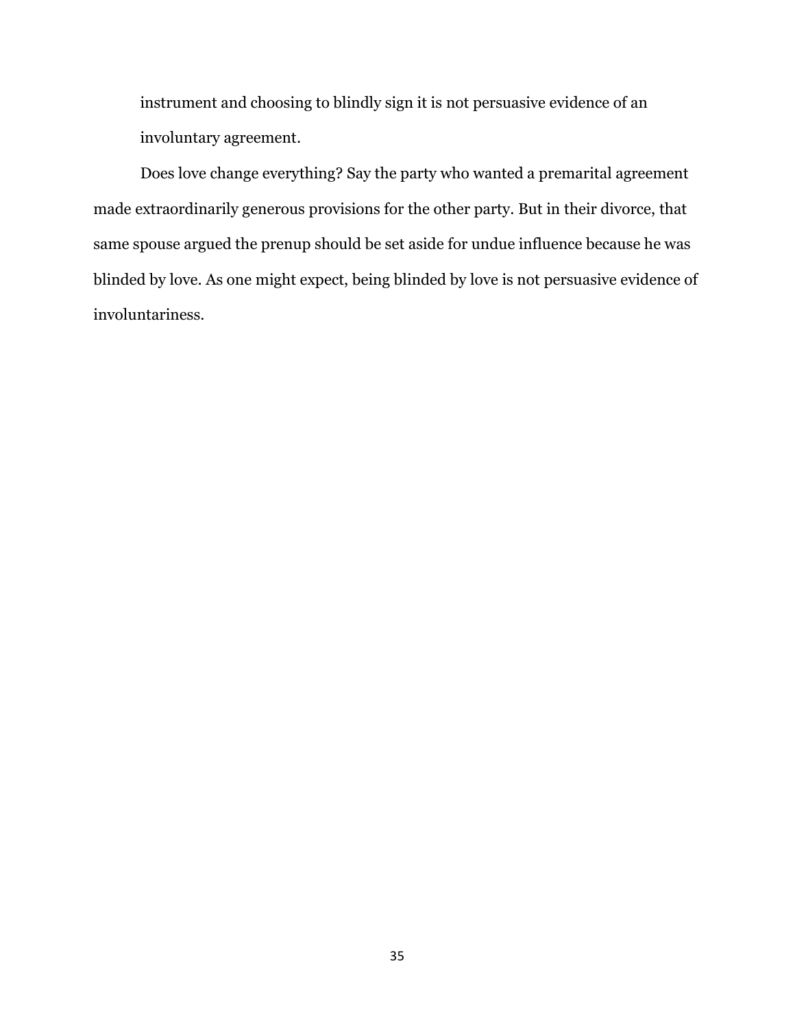> instrument and choosing to blindly sign it is not persuasive evidence of an involuntary agreement.

Does love change everything? Say the party who wanted a premarital agreement made extraordinarily generous provisions for the other party. But in their divorce, that same spouse argued the prenup should be set aside for undue influence because he was blinded by love. As one might expect, being blinded by love is not persuasive evidence of involuntariness.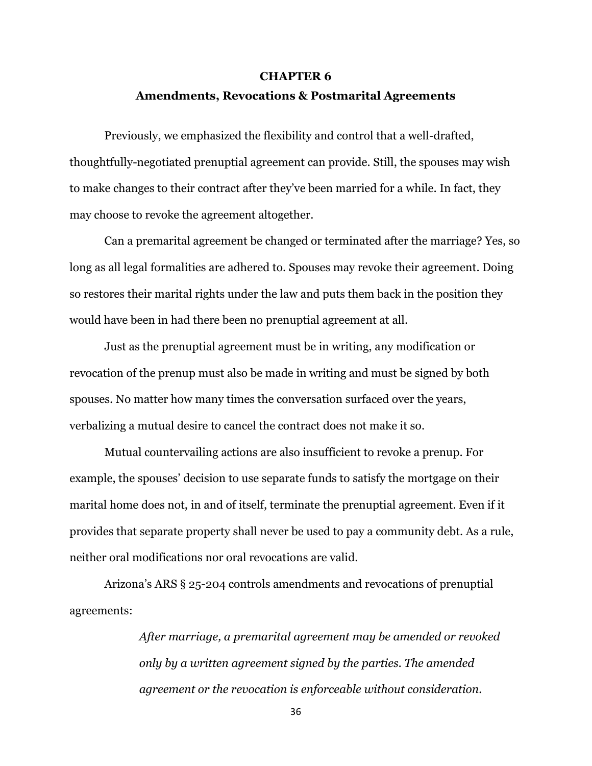# CHAPTER 6

## Amendments, Revocations & Postmarital Agreements

Previously, we emphasized the flexibility and control that a well-drafted, thoughtfully-negotiated prenuptial agreement can provide. Still, the spouses may wish to make changes to their contract after they've been married for a while. In fact, they may choose to revoke the agreement altogether.

Can a premarital agreement be changed or terminated after the marriage? Yes, so long as all legal formalities are adhered to. Spouses may revoke their agreement. Doing so restores their marital rights under the law and puts them back in the position they would have been in had there been no prenuptial agreement at all.

Just as the prenuptial agreement must be in writing, any modification or revocation of the prenup must also be made in writing and must be signed by both spouses. No matter how many times the conversation surfaced over the years, verbalizing a mutual desire to cancel the contract does not make it so.

Mutual countervailing actions are also insufficient to revoke a prenup. For example, the spouses' decision to use separate funds to satisfy the mortgage on their marital home does not, in and of itself, terminate the prenuptial agreement. Even if it provides that separate property shall never be used to pay a community debt. As a rule, neither oral modifications nor oral revocations are valid.

Arizona's ARS § 25-204 controls amendments and revocations of prenuptial agreements:

> *After marriage, a premarital agreement may be amended or revoked only by a written agreement signed by the parties. The amended agreement or the revocation is enforceable without consideration.*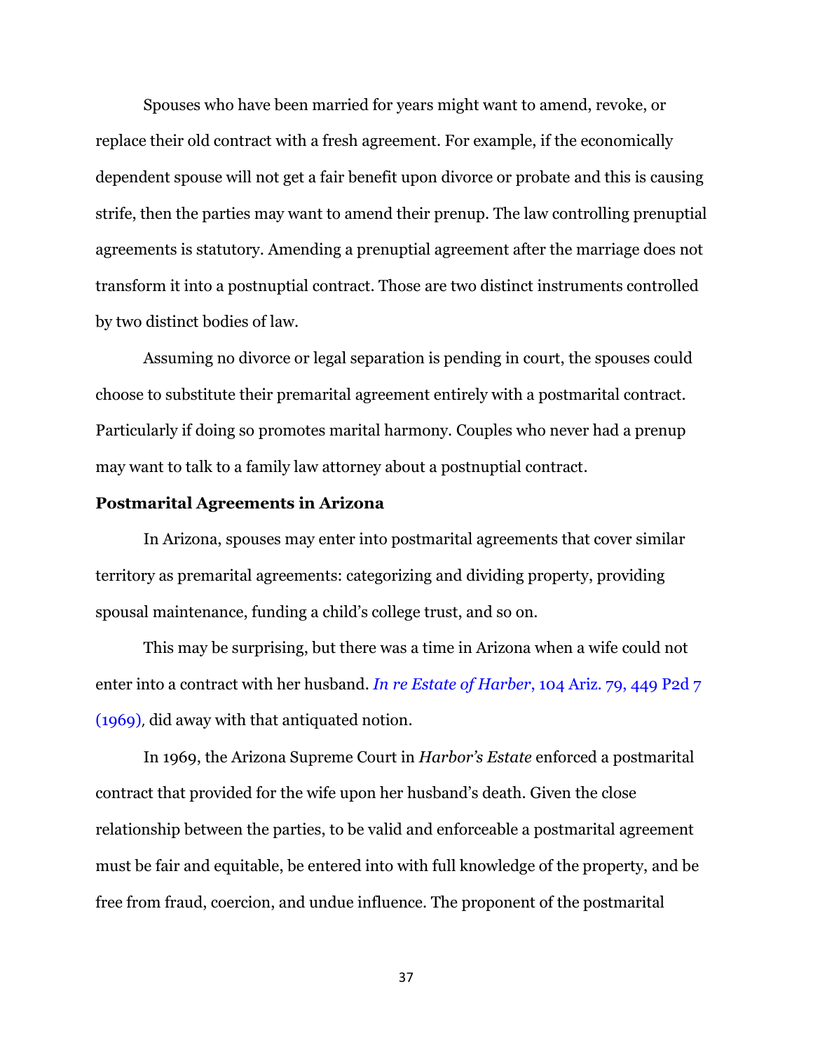Spouses who have been married for years might want to amend, revoke, or replace their old contract with a fresh agreement. For example, if the economically dependent spouse will not get a fair benefit upon divorce or probate and this is causing strife, then the parties may want to amend their prenup. The law controlling prenuptial agreements is statutory. Amending a prenuptial agreement after the marriage does not transform it into a postnuptial contract. Those are two distinct instruments controlled by two distinct bodies of law.

Assuming no divorce or legal separation is pending in court, the spouses could choose to substitute their premarital agreement entirely with a postmarital contract. Particularly if doing so promotes marital harmony. Couples who never had a prenup may want to talk to a family law attorney about a postnuptial contract.

**Postmarital Agreements in Arizona**

In Arizona, spouses may enter into postmarital agreements that cover similar territory as premarital agreements: categorizing and dividing property, providing spousal maintenance, funding a child's college trust, and so on.

This may be surprising, but there was a time in Arizona when a wife could not enter into a contract with her husband. *In re Estate of Harber*, 104 Ariz. 79, 449 P2d 7 (1969), did away with that antiquated notion.

In 1969, the Arizona Supreme Court in *Harbor's Estate* enforced a postmarital contract that provided for the wife upon her husband's death. Given the close relationship between the parties, to be valid and enforceable a postmarital agreement must be fair and equitable, be entered into with full knowledge of the property, and be free from fraud, coercion, and undue influence. The proponent of the postmarital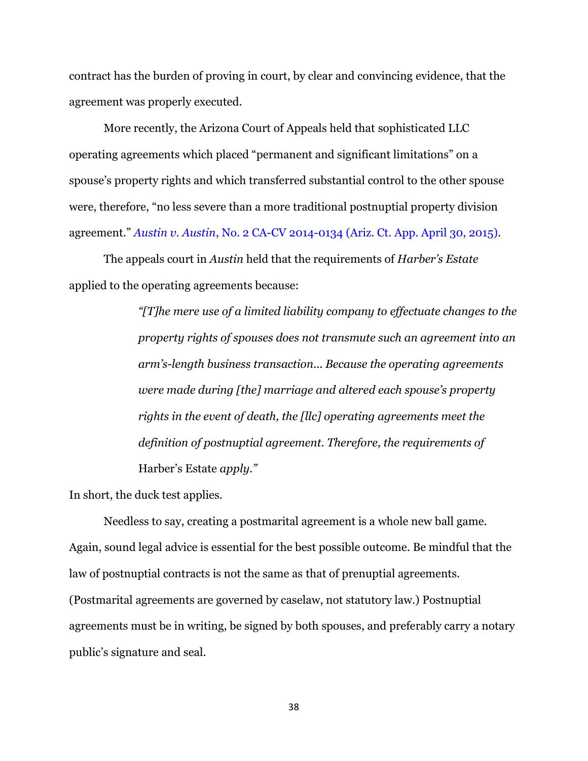contract has the burden of proving in court, by clear and convincing evidence, that the agreement was properly executed.

More recently, the Arizona Court of Appeals held that sophisticated LLC operating agreements which placed "permanent and significant limitations" on a spouse's property rights and which transferred substantial control to the other spouse were, therefore, "no less severe than a more traditional postnuptial property division agreement." *Austin v. Austin*, No. 2 CA-CV 2014-0134 (Ariz. Ct. App. April 30, 2015).

The appeals court in *Austin* held that the requirements of *Harber's Estate* applied to the operating agreements because:

> *"[T]he mere use of a limited liability company to effectuate changes to the property rights of spouses does not transmute such an agreement into an arm's-length business transaction... Because the operating agreements were made during [the] marriage and altered each spouse's property rights in the event of death, the [llc] operating agreements meet the definition of postnuptial agreement. Therefore, the requirements of* Harber's Estate *apply."*

In short, the duck test applies.

Needless to say, creating a postmarital agreement is a whole new ball game. Again, sound legal advice is essential for the best possible outcome. Be mindful that the law of postnuptial contracts is not the same as that of prenuptial agreements. (Postmarital agreements are governed by caselaw, not statutory law.) Postnuptial agreements must be in writing, be signed by both spouses, and preferably carry a notary public's signature and seal.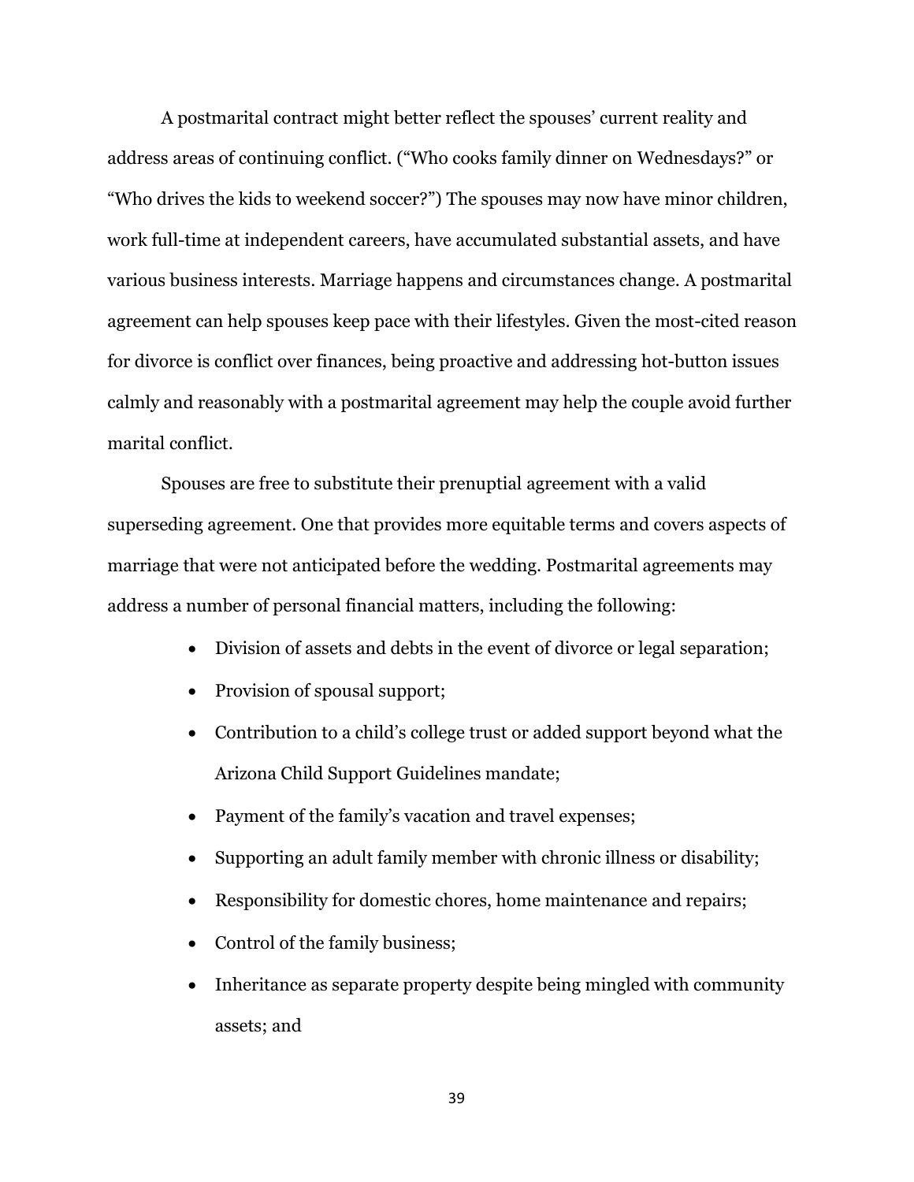A postmarital contract might better reflect the spouses' current reality and address areas of continuing conflict. ("Who cooks family dinner on Wednesdays?" or "Who drives the kids to weekend soccer?") The spouses may now have minor children, work full-time at independent careers, have accumulated substantial assets, and have various business interests. Marriage happens and circumstances change. A postmarital agreement can help spouses keep pace with their lifestyles. Given the most-cited reason for divorce is conflict over finances, being proactive and addressing hot-button issues calmly and reasonably with a postmarital agreement may help the couple avoid further marital conflict.

Spouses are free to substitute their prenuptial agreement with a valid superseding agreement. One that provides more equitable terms and covers aspects of marriage that were not anticipated before the wedding. Postmarital agreements may address a number of personal financial matters, including the following:

- Division of assets and debts in the event of divorce or legal separation;
- Provision of spousal support;
- Contribution to a child's college trust or added support beyond what the Arizona Child Support Guidelines mandate;
- Payment of the family's vacation and travel expenses;
- Supporting an adult family member with chronic illness or disability;
- Responsibility for domestic chores, home maintenance and repairs;
- Control of the family business;
- Inheritance as separate property despite being mingled with community assets; and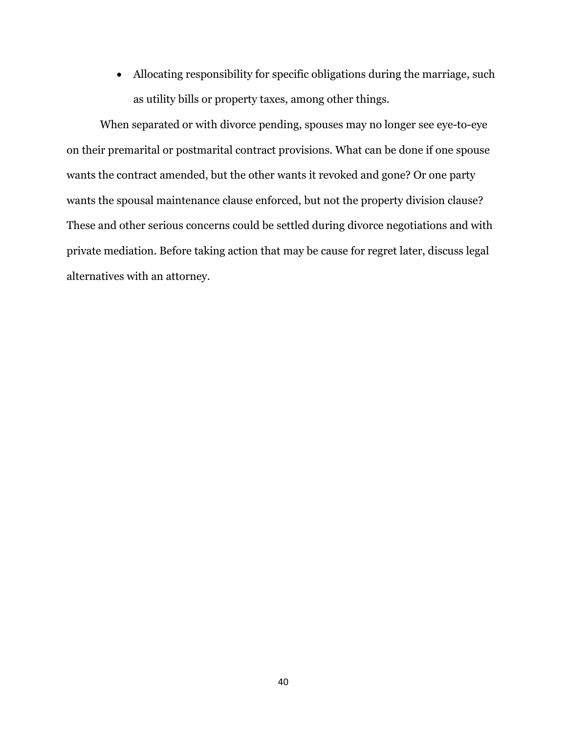- Allocating responsibility for specific obligations during the marriage, such as utility bills or property taxes, among other things.

When separated or with divorce pending, spouses may no longer see eye-to-eye on their premarital or postmarital contract provisions. What can be done if one spouse wants the contract amended, but the other wants it revoked and gone? Or one party wants the spousal maintenance clause enforced, but not the property division clause? These and other serious concerns could be settled during divorce negotiations and with private mediation. Before taking action that may be cause for regret later, discuss legal alternatives with an attorney.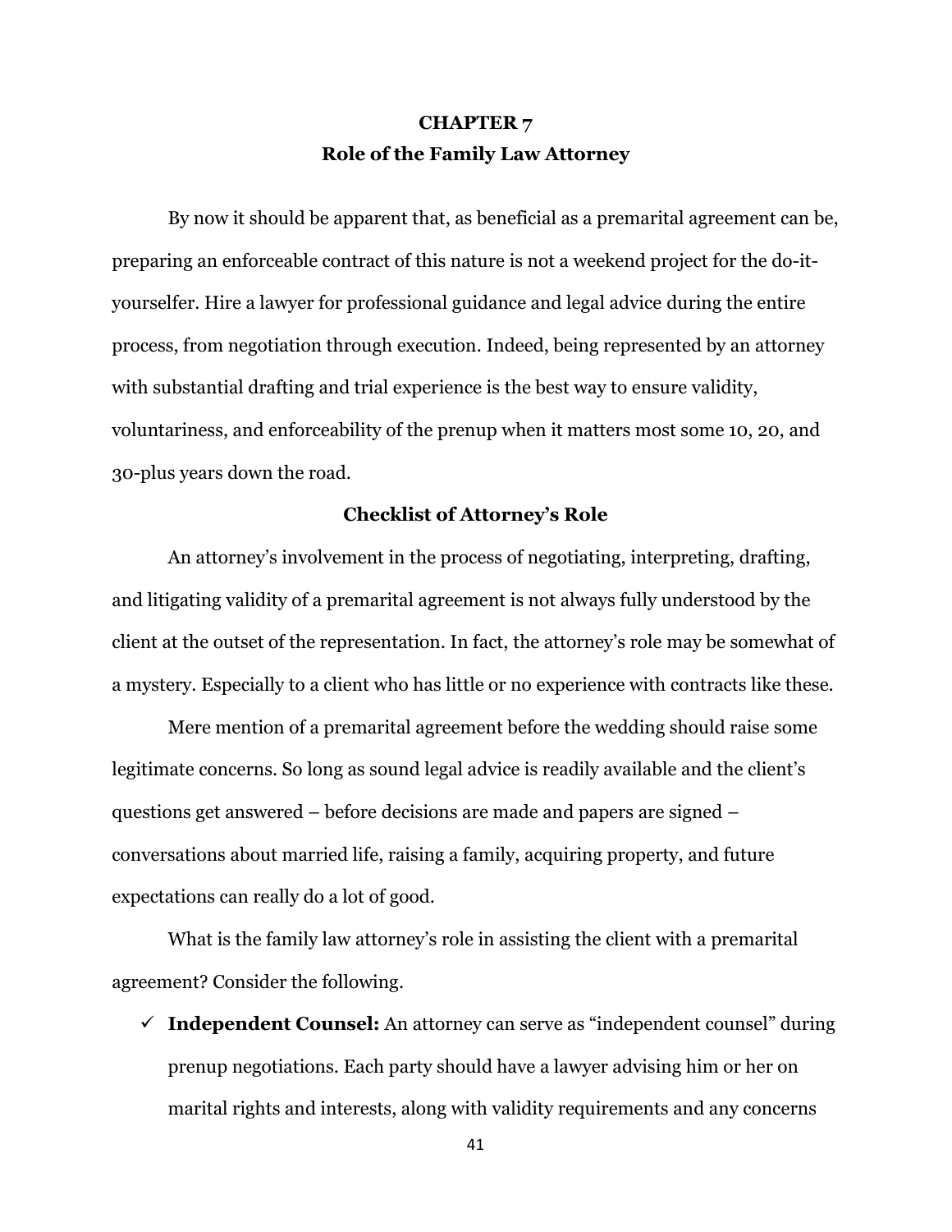# CHAPTER 7
## Role of the Family Law Attorney

By now it should be apparent that, as beneficial as a premarital agreement can be, preparing an enforceable contract of this nature is not a weekend project for the do-it-yourselfer. Hire a lawyer for professional guidance and legal advice during the entire process, from negotiation through execution. Indeed, being represented by an attorney with substantial drafting and trial experience is the best way to ensure validity, voluntariness, and enforceability of the prenup when it matters most some 10, 20, and 30-plus years down the road.

### Checklist of Attorney's Role

An attorney's involvement in the process of negotiating, interpreting, drafting, and litigating validity of a premarital agreement is not always fully understood by the client at the outset of the representation. In fact, the attorney's role may be somewhat of a mystery. Especially to a client who has little or no experience with contracts like these.

Mere mention of a premarital agreement before the wedding should raise some legitimate concerns. So long as sound legal advice is readily available and the client's questions get answered – before decisions are made and papers are signed – conversations about married life, raising a family, acquiring property, and future expectations can really do a lot of good.

What is the family law attorney's role in assisting the client with a premarital agreement? Consider the following.

- ✓ **Independent Counsel:** An attorney can serve as "independent counsel" during prenup negotiations. Each party should have a lawyer advising him or her on marital rights and interests, along with validity requirements and any concerns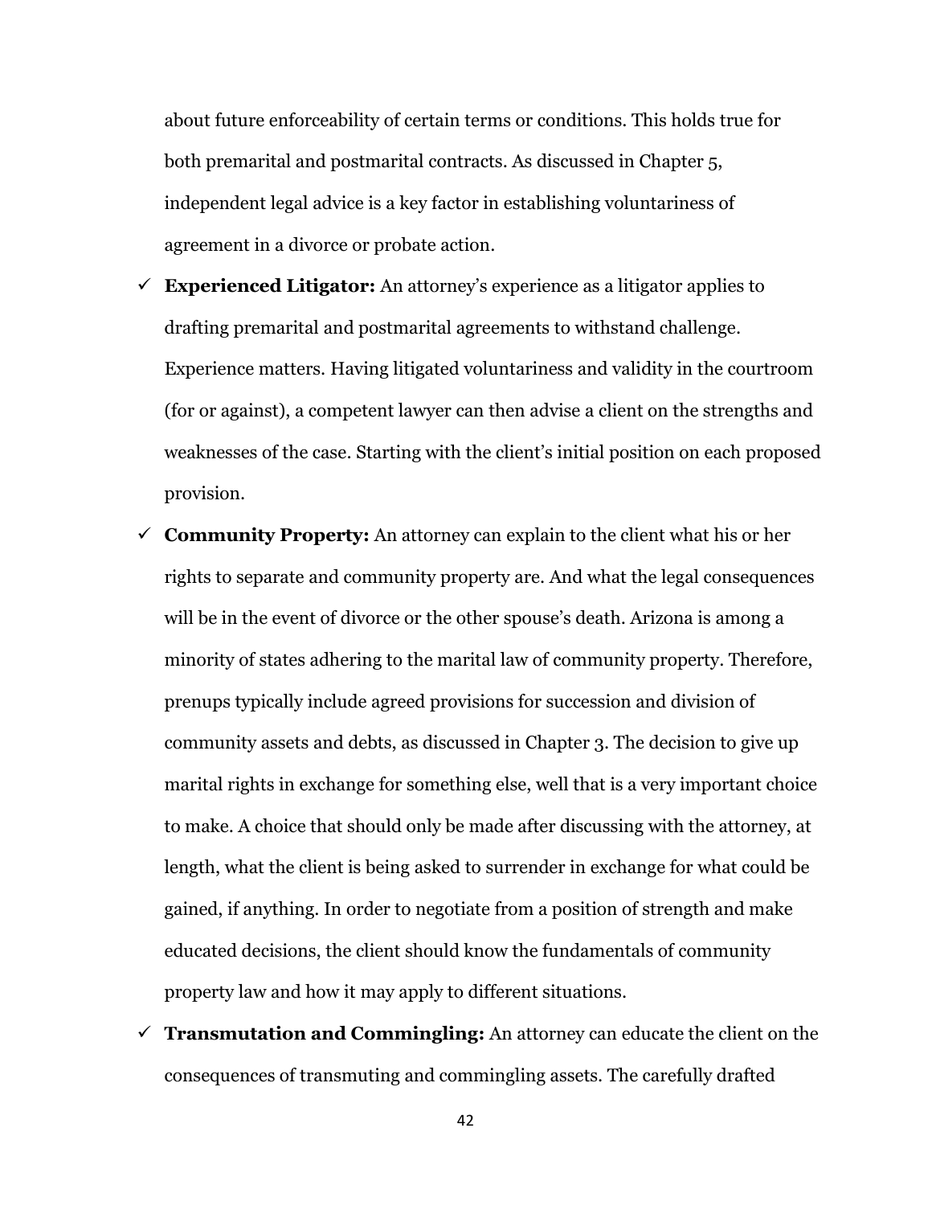about future enforceability of certain terms or conditions. This holds true for both premarital and postmarital contracts. As discussed in Chapter 5, independent legal advice is a key factor in establishing voluntariness of agreement in a divorce or probate action.

- ✓ **Experienced Litigator:** An attorney's experience as a litigator applies to drafting premarital and postmarital agreements to withstand challenge. Experience matters. Having litigated voluntariness and validity in the courtroom (for or against), a competent lawyer can then advise a client on the strengths and weaknesses of the case. Starting with the client's initial position on each proposed provision.
- ✓ **Community Property:** An attorney can explain to the client what his or her rights to separate and community property are. And what the legal consequences will be in the event of divorce or the other spouse's death. Arizona is among a minority of states adhering to the marital law of community property. Therefore, prenups typically include agreed provisions for succession and division of community assets and debts, as discussed in Chapter 3. The decision to give up marital rights in exchange for something else, well that is a very important choice to make. A choice that should only be made after discussing with the attorney, at length, what the client is being asked to surrender in exchange for what could be gained, if anything. In order to negotiate from a position of strength and make educated decisions, the client should know the fundamentals of community property law and how it may apply to different situations.
- ✓ **Transmutation and Commingling:** An attorney can educate the client on the consequences of transmuting and commingling assets. The carefully drafted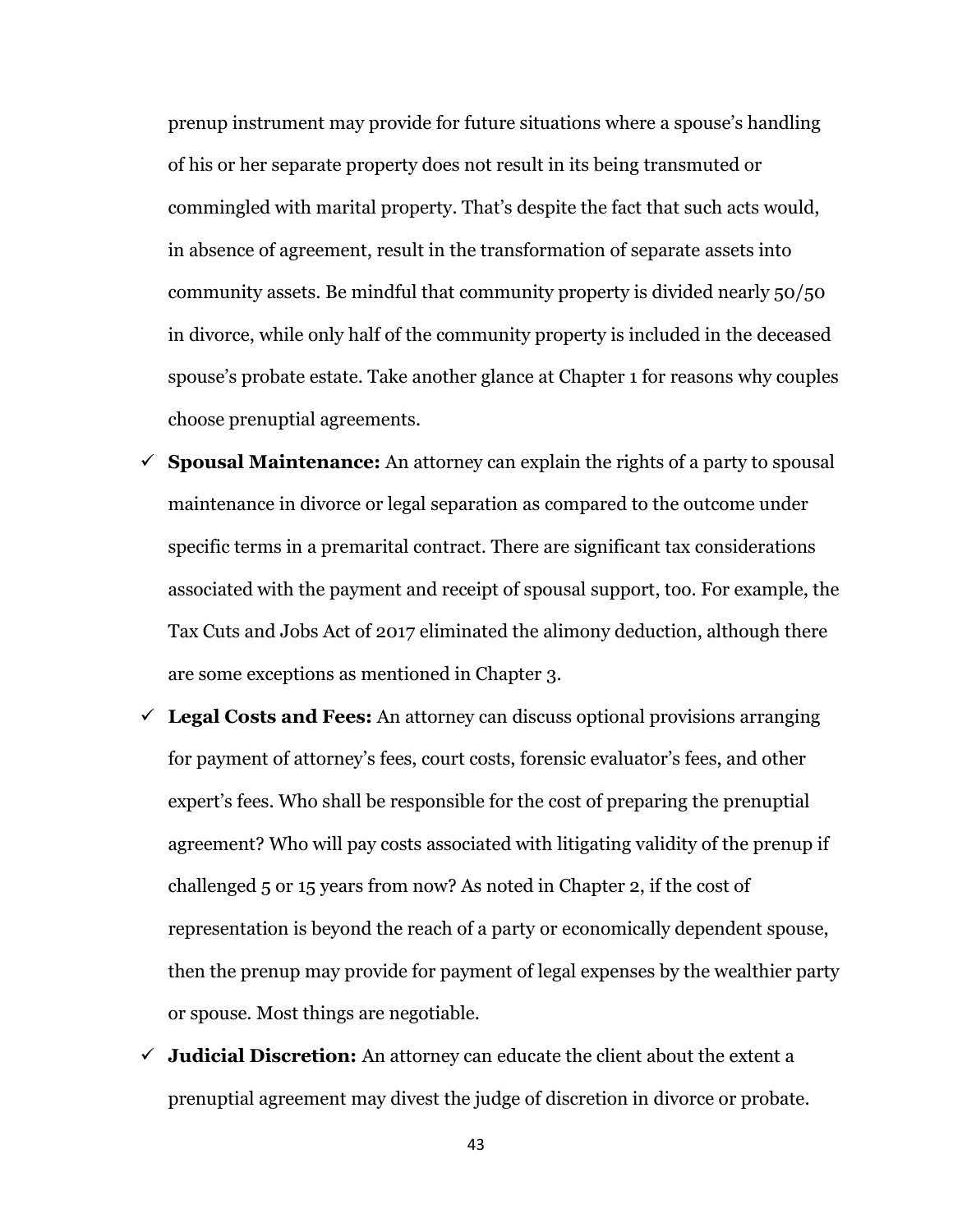prenup instrument may provide for future situations where a spouse's handling of his or her separate property does not result in its being transmuted or commingled with marital property. That's despite the fact that such acts would, in absence of agreement, result in the transformation of separate assets into community assets. Be mindful that community property is divided nearly 50/50 in divorce, while only half of the community property is included in the deceased spouse's probate estate. Take another glance at Chapter 1 for reasons why couples choose prenuptial agreements.

- ✓ **Spousal Maintenance:** An attorney can explain the rights of a party to spousal maintenance in divorce or legal separation as compared to the outcome under specific terms in a premarital contract. There are significant tax considerations associated with the payment and receipt of spousal support, too. For example, the Tax Cuts and Jobs Act of 2017 eliminated the alimony deduction, although there are some exceptions as mentioned in Chapter 3.
- ✓ **Legal Costs and Fees:** An attorney can discuss optional provisions arranging for payment of attorney's fees, court costs, forensic evaluator's fees, and other expert's fees. Who shall be responsible for the cost of preparing the prenuptial agreement? Who will pay costs associated with litigating validity of the prenup if challenged 5 or 15 years from now? As noted in Chapter 2, if the cost of representation is beyond the reach of a party or economically dependent spouse, then the prenup may provide for payment of legal expenses by the wealthier party or spouse. Most things are negotiable.
- ✓ **Judicial Discretion:** An attorney can educate the client about the extent a prenuptial agreement may divest the judge of discretion in divorce or probate.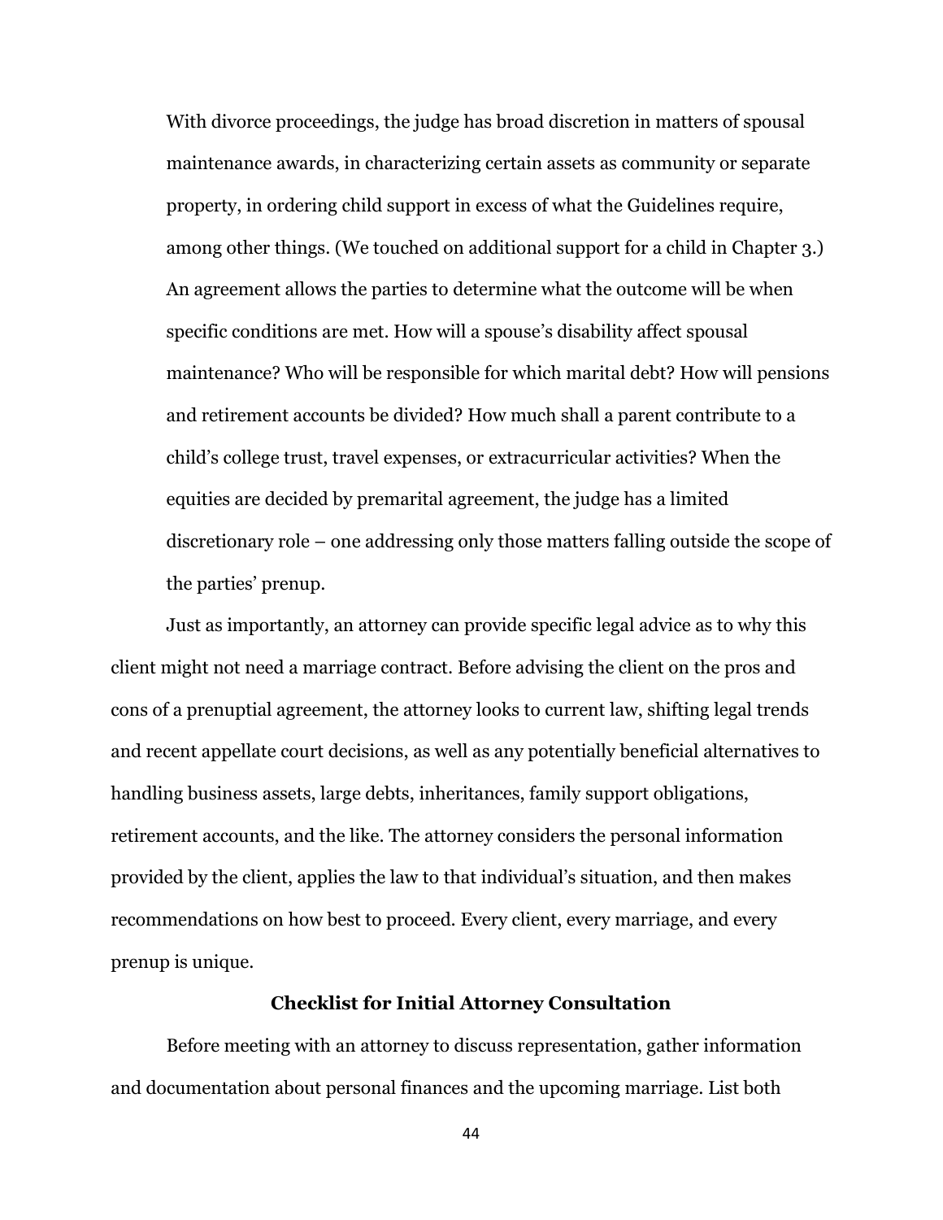With divorce proceedings, the judge has broad discretion in matters of spousal maintenance awards, in characterizing certain assets as community or separate property, in ordering child support in excess of what the Guidelines require, among other things. (We touched on additional support for a child in Chapter 3.) An agreement allows the parties to determine what the outcome will be when specific conditions are met. How will a spouse's disability affect spousal maintenance? Who will be responsible for which marital debt? How will pensions and retirement accounts be divided? How much shall a parent contribute to a child's college trust, travel expenses, or extracurricular activities? When the equities are decided by premarital agreement, the judge has a limited discretionary role – one addressing only those matters falling outside the scope of the parties' prenup.

Just as importantly, an attorney can provide specific legal advice as to why this client might not need a marriage contract. Before advising the client on the pros and cons of a prenuptial agreement, the attorney looks to current law, shifting legal trends and recent appellate court decisions, as well as any potentially beneficial alternatives to handling business assets, large debts, inheritances, family support obligations, retirement accounts, and the like. The attorney considers the personal information provided by the client, applies the law to that individual's situation, and then makes recommendations on how best to proceed. Every client, every marriage, and every prenup is unique.

## Checklist for Initial Attorney Consultation

Before meeting with an attorney to discuss representation, gather information and documentation about personal finances and the upcoming marriage. List both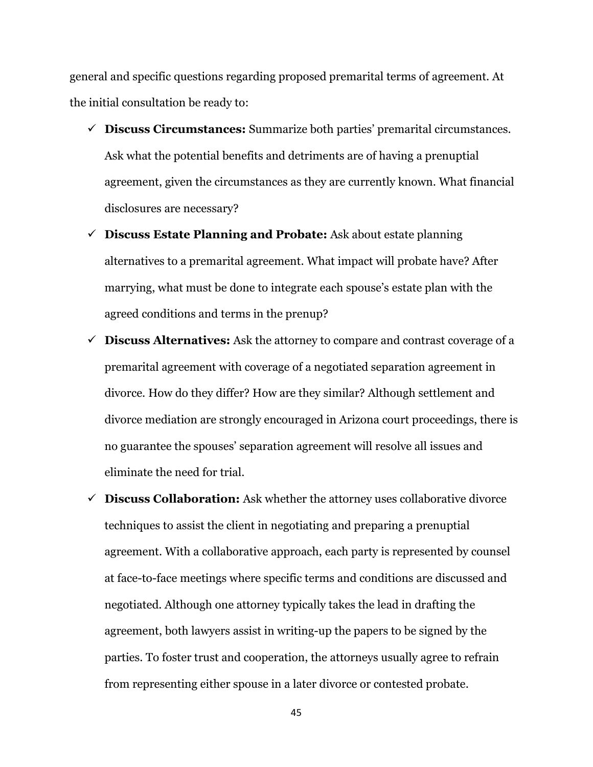general and specific questions regarding proposed premarital terms of agreement. At the initial consultation be ready to:

- ✓ **Discuss Circumstances:** Summarize both parties' premarital circumstances. Ask what the potential benefits and detriments are of having a prenuptial agreement, given the circumstances as they are currently known. What financial disclosures are necessary?
- ✓ **Discuss Estate Planning and Probate:** Ask about estate planning alternatives to a premarital agreement. What impact will probate have? After marrying, what must be done to integrate each spouse's estate plan with the agreed conditions and terms in the prenup?
- ✓ **Discuss Alternatives:** Ask the attorney to compare and contrast coverage of a premarital agreement with coverage of a negotiated separation agreement in divorce. How do they differ? How are they similar? Although settlement and divorce mediation are strongly encouraged in Arizona court proceedings, there is no guarantee the spouses' separation agreement will resolve all issues and eliminate the need for trial.
- ✓ **Discuss Collaboration:** Ask whether the attorney uses collaborative divorce techniques to assist the client in negotiating and preparing a prenuptial agreement. With a collaborative approach, each party is represented by counsel at face-to-face meetings where specific terms and conditions are discussed and negotiated. Although one attorney typically takes the lead in drafting the agreement, both lawyers assist in writing-up the papers to be signed by the parties. To foster trust and cooperation, the attorneys usually agree to refrain from representing either spouse in a later divorce or contested probate.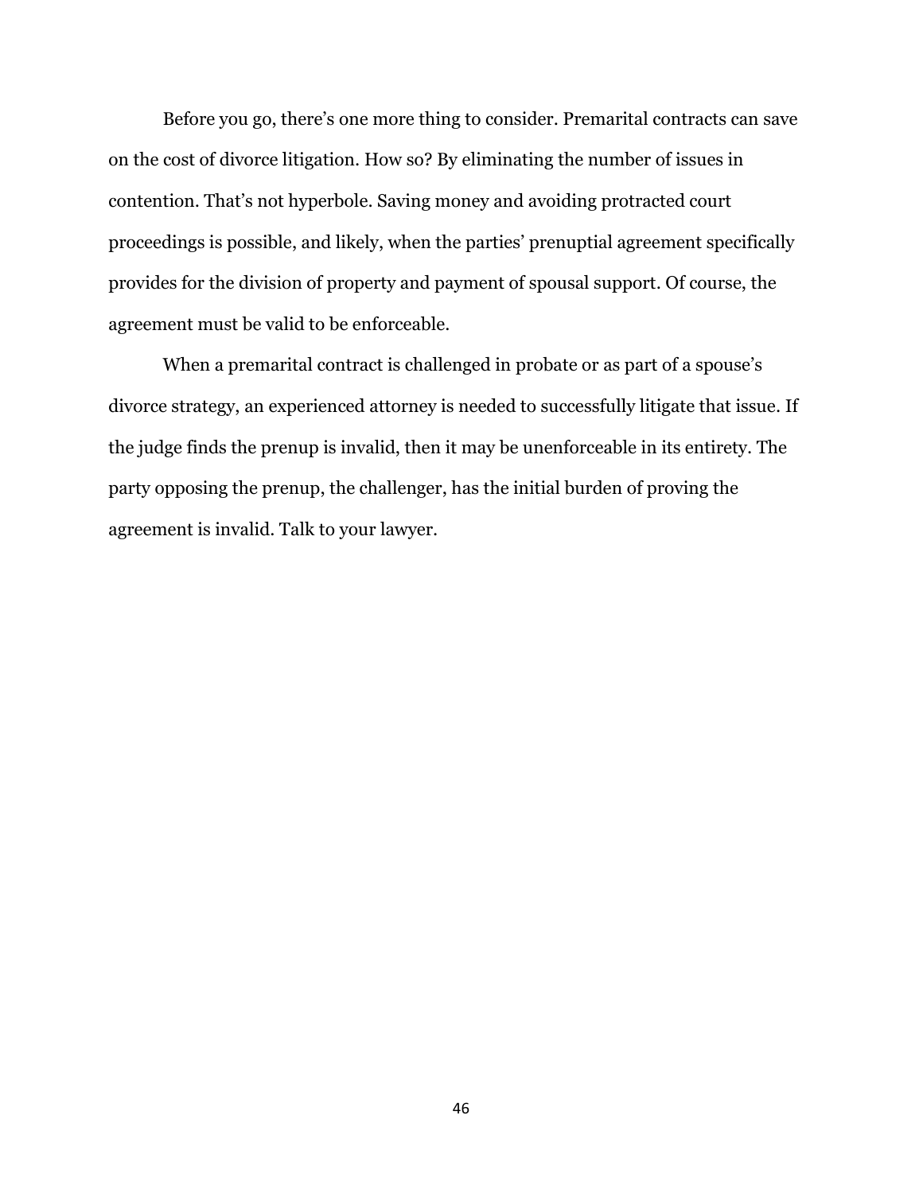Before you go, there's one more thing to consider. Premarital contracts can save on the cost of divorce litigation. How so? By eliminating the number of issues in contention. That's not hyperbole. Saving money and avoiding protracted court proceedings is possible, and likely, when the parties' prenuptial agreement specifically provides for the division of property and payment of spousal support. Of course, the agreement must be valid to be enforceable.

When a premarital contract is challenged in probate or as part of a spouse's divorce strategy, an experienced attorney is needed to successfully litigate that issue. If the judge finds the prenup is invalid, then it may be unenforceable in its entirety. The party opposing the prenup, the challenger, has the initial burden of proving the agreement is invalid. Talk to your lawyer.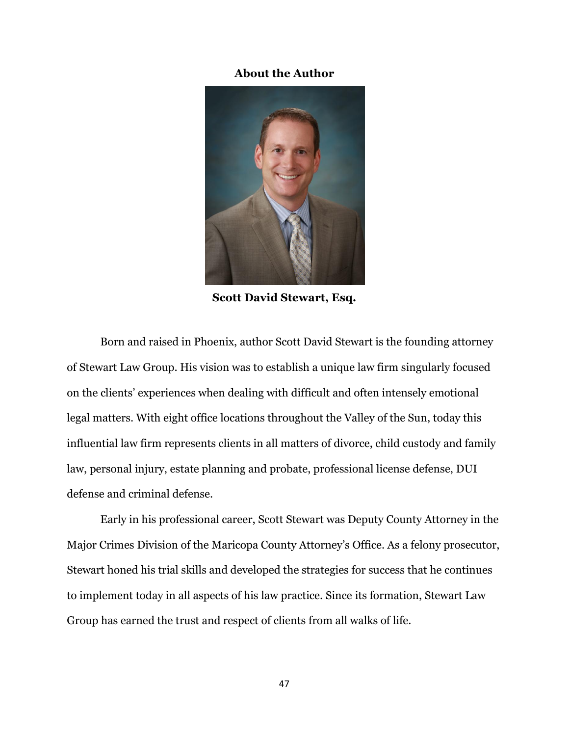## About the Author

**Scott David Stewart, Esq.**

Born and raised in Phoenix, author Scott David Stewart is the founding attorney of Stewart Law Group. His vision was to establish a unique law firm singularly focused on the clients' experiences when dealing with difficult and often intensely emotional legal matters. With eight office locations throughout the Valley of the Sun, today this influential law firm represents clients in all matters of divorce, child custody and family law, personal injury, estate planning and probate, professional license defense, DUI defense and criminal defense.

Early in his professional career, Scott Stewart was Deputy County Attorney in the Major Crimes Division of the Maricopa County Attorney's Office. As a felony prosecutor, Stewart honed his trial skills and developed the strategies for success that he continues to implement today in all aspects of his law practice. Since its formation, Stewart Law Group has earned the trust and respect of clients from all walks of life.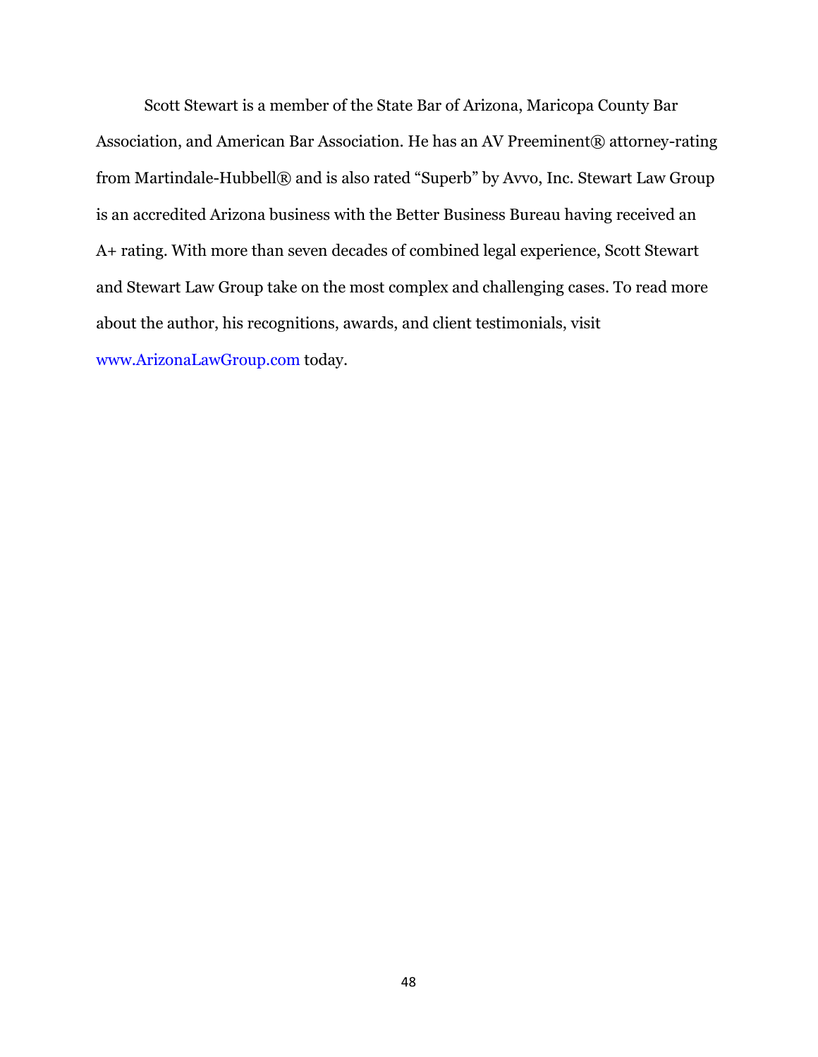Scott Stewart is a member of the State Bar of Arizona, Maricopa County Bar Association, and American Bar Association. He has an AV Preeminent® attorney-rating from Martindale-Hubbell® and is also rated "Superb" by Avvo, Inc. Stewart Law Group is an accredited Arizona business with the Better Business Bureau having received an A+ rating. With more than seven decades of combined legal experience, Scott Stewart and Stewart Law Group take on the most complex and challenging cases. To read more about the author, his recognitions, awards, and client testimonials, visit www.ArizonaLawGroup.com today.